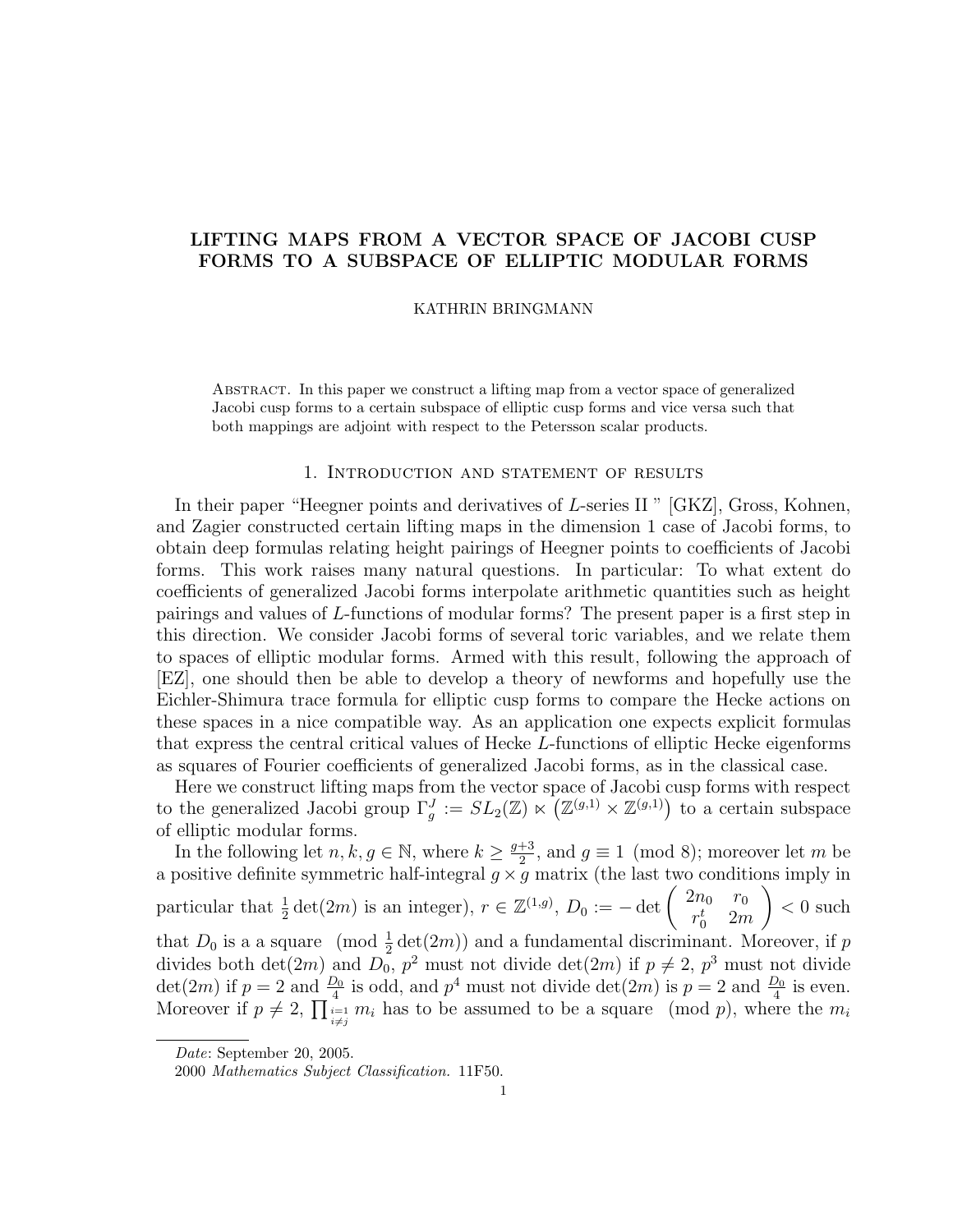# LIFTING MAPS FROM A VECTOR SPACE OF JACOBI CUSP FORMS TO A SUBSPACE OF ELLIPTIC MODULAR FORMS

KATHRIN BRINGMANN

Abstract. In this paper we construct a lifting map from a vector space of generalized Jacobi cusp forms to a certain subspace of elliptic cusp forms and vice versa such that both mappings are adjoint with respect to the Petersson scalar products.

## 1. Introduction and statement of results

In their paper "Heegner points and derivatives of $L$-series II " [GKZ], Gross, Kohnen, and Zagier constructed certain lifting maps in the dimension 1 case of Jacobi forms, to obtain deep formulas relating height pairings of Heegner points to coefficients of Jacobi forms. This work raises many natural questions. In particular: To what extent do coefficients of generalized Jacobi forms interpolate arithmetic quantities such as height pairings and values of $L$-functions of modular forms? The present paper is a first step in this direction. We consider Jacobi forms of several toric variables, and we relate them to spaces of elliptic modular forms. Armed with this result, following the approach of [EZ], one should then be able to develop a theory of newforms and hopefully use the Eichler-Shimura trace formula for elliptic cusp forms to compare the Hecke actions on these spaces in a nice compatible way. As an application one expects explicit formulas that express the central critical values of Hecke $L$-functions of elliptic Hecke eigenforms as squares of Fourier coefficients of generalized Jacobi forms, as in the classical case.

Here we construct lifting maps from the vector space of Jacobi cusp forms with respect to the generalized Jacobi group $\Gamma_g^J := SL_2(\mathbb{Z}) \ltimes \left(\mathbb{Z}^{(g,1)} \times \mathbb{Z}^{(g,1)}\right)$ to a certain subspace of elliptic modular forms.

In the following let $n, k, g \in \mathbb{N}$, where $k \geq \frac{g+3}{2}$, and $g \equiv 1 \pmod 8$; moreover let $m$ be a positive definite symmetric half-integral $g \times g$ matrix (the last two conditions imply in particular that $\frac{1}{2}\det(2m)$ is an integer), $r \in \mathbb{Z}^{(1,g)}$, $D_0 := -\det \begin{pmatrix} 2n_0 & r_0 \\ r_0^t & 2m \end{pmatrix} < 0$ such that $D_0$ is a a square $\pmod{\frac{1}{2}\det(2m)}$ and a fundamental discriminant. Moreover, if $p$ divides both $\det(2m)$ and $D_0$, $p^2$ must not divide $\det(2m)$ if $p \neq 2$, $p^3$ must not divide $\det(2m)$ if $p = 2$ and $\frac{D_0}{4}$ is odd, and $p^4$ must not divide $\det(2m)$ is $p = 2$ and $\frac{D_0}{4}$ is even. Moreover if $p \neq 2$, $\prod_{\substack{i=1 \\ i \neq j}} m_i$ has to be assumed to be a square $\pmod p$, where the $m_i$

Date: September 20, 2005.

2000 Mathematics Subject Classification. 11F50.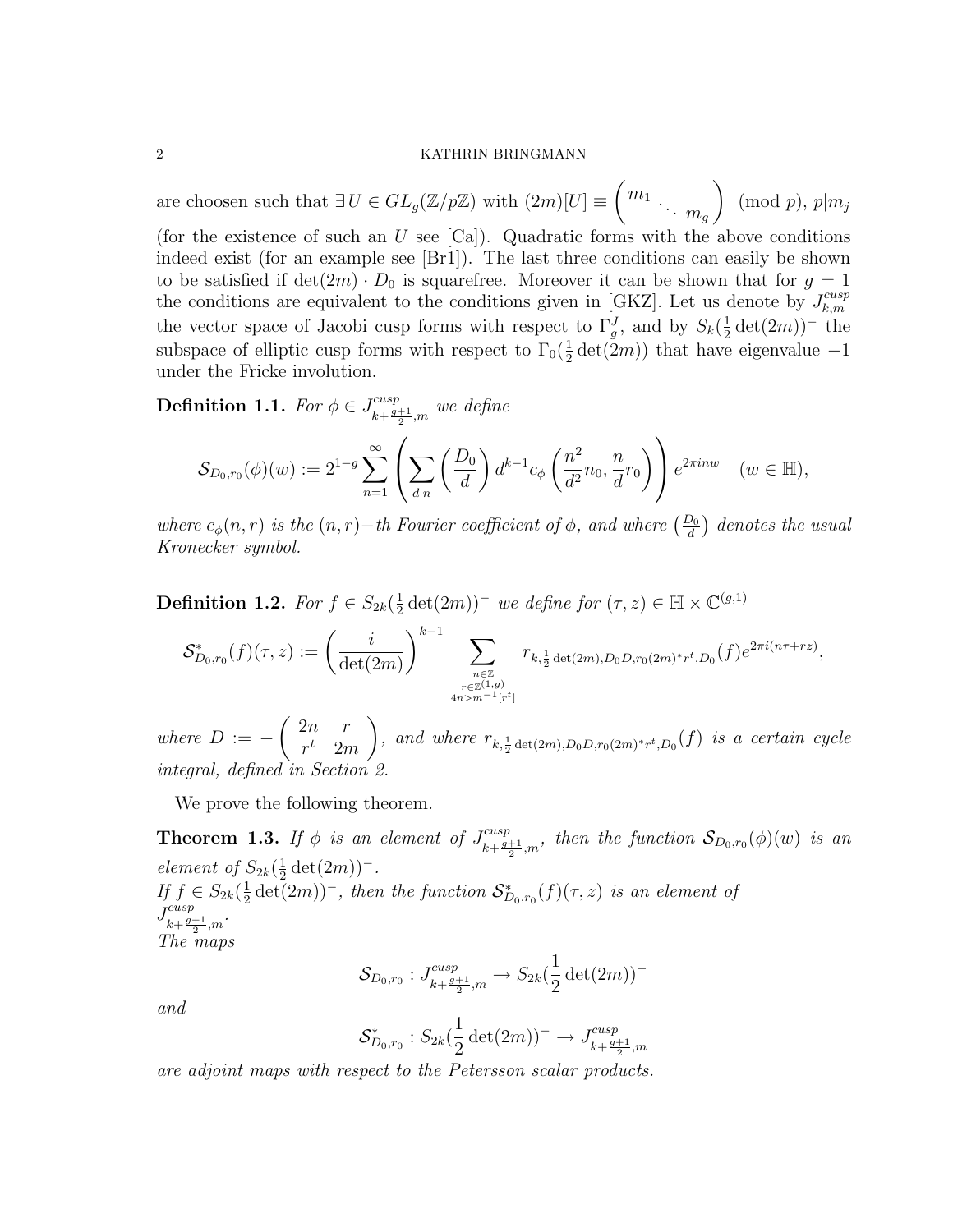are choosen such that $\exists U \in GL_g(\mathbb{Z}/p\mathbb{Z})$ with $(2m)[U] \equiv \begin{pmatrix} m_1 & & \\ & \ddots & \\ & & m_g \end{pmatrix} \pmod{p}$, $p|m_j$ (for the existence of such an $U$ see [Ca]). Quadratic forms with the above conditions indeed exist (for an example see [Br1]). The last three conditions can easily be shown to be satisfied if $\det(2m) \cdot D_0$ is squarefree. Moreover it can be shown that for $g = 1$ the conditions are equivalent to the conditions given in [GKZ]. Let us denote by $J_{k,m}^{cusp}$ the vector space of Jacobi cusp forms with respect to $\Gamma_g^J$, and by $S_k(\frac{1}{2}\det(2m))^-$ the subspace of elliptic cusp forms with respect to $\Gamma_0(\frac{1}{2}\det(2m))$ that have eigenvalue $-1$ under the Fricke involution.

**Definition 1.1.** *For $\phi \in J_{k+\frac{g+1}{2},m}^{cusp}$ we define*

$$\mathcal{S}_{D_0,r_0}(\phi)(w) := 2^{1-g} \sum_{n=1}^{\infty} \left( \sum_{d|n} \left( \frac{D_0}{d} \right) d^{k-1} c_\phi \left( \frac{n^2}{d^2} n_0, \frac{n}{d} r_0 \right) \right) e^{2\pi i n w} \quad (w \in \mathbb{H}),$$

*where $c_\phi(n,r)$ is the $(n,r)-$th Fourier coefficient of $\phi$, and where $\left(\frac{D_0}{d}\right)$ denotes the usual Kronecker symbol.*

**Definition 1.2.** *For $f \in S_{2k}(\frac{1}{2}\det(2m))^-$ we define for $(\tau, z) \in \mathbb{H} \times \mathbb{C}^{(g,1)}$*

$$\mathcal{S}^*_{D_0,r_0}(f)(\tau, z) := \left( \frac{i}{\det(2m)} \right)^{k-1} \sum_{\substack{n \in \mathbb{Z} \\ r \in \mathbb{Z}^{(1,g)} \\ 4n > m^{-1}[r^t]}} r_{k,\frac{1}{2}\det(2m),D_0 D, r_0 (2m)^* r^t, D_0}(f) e^{2\pi i (n\tau + rz)},$$

*where $D := -\begin{pmatrix} 2n & r \\ r^t & 2m \end{pmatrix}$, and where $r_{k,\frac{1}{2}\det(2m),D_0 D, r_0(2m)^* r^t, D_0}(f)$ is a certain cycle integral, defined in Section 2.*

We prove the following theorem.

**Theorem 1.3.** *If $\phi$ is an element of $J_{k+\frac{g+1}{2},m}^{cusp}$, then the function $\mathcal{S}_{D_0,r_0}(\phi)(w)$ is an element of $S_{2k}(\frac{1}{2}\det(2m))^-$.*
*If $f \in S_{2k}(\frac{1}{2}\det(2m))^-$, then the function $\mathcal{S}^*_{D_0,r_0}(f)(\tau, z)$ is an element of $J_{k+\frac{g+1}{2},m}^{cusp}$.*
*The maps*

$$\mathcal{S}_{D_0,r_0} : J_{k+\frac{g+1}{2},m}^{cusp} \to S_{2k}(\frac{1}{2}\det(2m))^-$$

*and*

$$\mathcal{S}^*_{D_0,r_0} : S_{2k}(\frac{1}{2}\det(2m))^- \to J_{k+\frac{g+1}{2},m}^{cusp}$$

*are adjoint maps with respect to the Petersson scalar products.*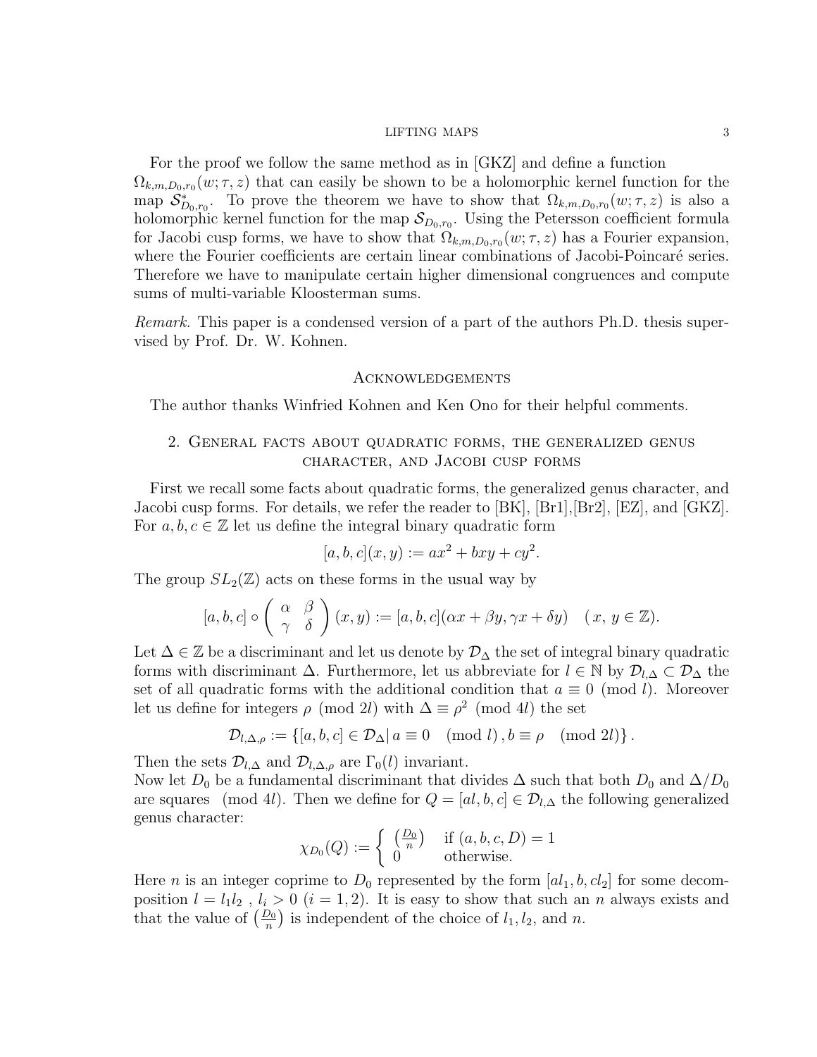For the proof we follow the same method as in [GKZ] and define a function $\Omega_{k,m,D_0,r_0}(w;\tau,z)$ that can easily be shown to be a holomorphic kernel function for the map $\mathcal{S}^*_{D_0,r_0}$. To prove the theorem we have to show that $\Omega_{k,m,D_0,r_0}(w;\tau,z)$ is also a holomorphic kernel function for the map $\mathcal{S}_{D_0,r_0}$. Using the Petersson coefficient formula for Jacobi cusp forms, we have to show that $\Omega_{k,m,D_0,r_0}(w;\tau,z)$ has a Fourier expansion, where the Fourier coefficients are certain linear combinations of Jacobi-Poincaré series. Therefore we have to manipulate certain higher dimensional congruences and compute sums of multi-variable Kloosterman sums.

*Remark.* This paper is a condensed version of a part of the authors Ph.D. thesis supervised by Prof. Dr. W. Kohnen.

## Acknowledgements

The author thanks Winfried Kohnen and Ken Ono for their helpful comments.

## 2. General facts about quadratic forms, the generalized genus character, and Jacobi cusp forms

First we recall some facts about quadratic forms, the generalized genus character, and Jacobi cusp forms. For details, we refer the reader to [BK], [Br1],[Br2], [EZ], and [GKZ]. For $a, b, c \in \mathbb{Z}$ let us define the integral binary quadratic form

$$[a,b,c](x,y) := ax^2 + bxy + cy^2.$$

The group $SL_2(\mathbb{Z})$ acts on these forms in the usual way by

$$[a,b,c] \circ \begin{pmatrix} \alpha & \beta \\ \gamma & \delta \end{pmatrix} (x,y) := [a,b,c](\alpha x + \beta y, \gamma x + \delta y) \quad (x,\, y \in \mathbb{Z}).$$

Let $\Delta \in \mathbb{Z}$ be a discriminant and let us denote by $\mathcal{D}_\Delta$ the set of integral binary quadratic forms with discriminant $\Delta$. Furthermore, let us abbreviate for $l \in \mathbb{N}$ by $\mathcal{D}_{l,\Delta} \subset \mathcal{D}_\Delta$ the set of all quadratic forms with the additional condition that $a \equiv 0 \pmod{l}$. Moreover let us define for integers $\rho \pmod{2l}$ with $\Delta \equiv \rho^2 \pmod{4l}$ the set

$$\mathcal{D}_{l,\Delta,\rho} := \left\{ [a,b,c] \in \mathcal{D}_\Delta \middle| \, a \equiv 0 \pmod{l}, b \equiv \rho \pmod{2l} \right\}.$$

Then the sets $\mathcal{D}_{l,\Delta}$ and $\mathcal{D}_{l,\Delta,\rho}$ are $\Gamma_0(l)$ invariant.
Now let $D_0$ be a fundamental discriminant that divides $\Delta$ such that both $D_0$ and $\Delta/D_0$ are squares $\pmod{4l}$. Then we define for $Q = [al, b, c] \in \mathcal{D}_{l,\Delta}$ the following generalized genus character:

$$\chi_{D_0}(Q) := \begin{cases} \left(\frac{D_0}{n}\right) & \text{if } (a,b,c,D) = 1 \\ 0 & \text{otherwise.} \end{cases}$$

Here $n$ is an integer coprime to $D_0$ represented by the form $[al_1, b, cl_2]$ for some decomposition $l = l_1 l_2$ , $l_i > 0$ $(i = 1, 2)$. It is easy to show that such an $n$ always exists and that the value of $\left(\frac{D_0}{n}\right)$ is independent of the choice of $l_1, l_2$, and $n$.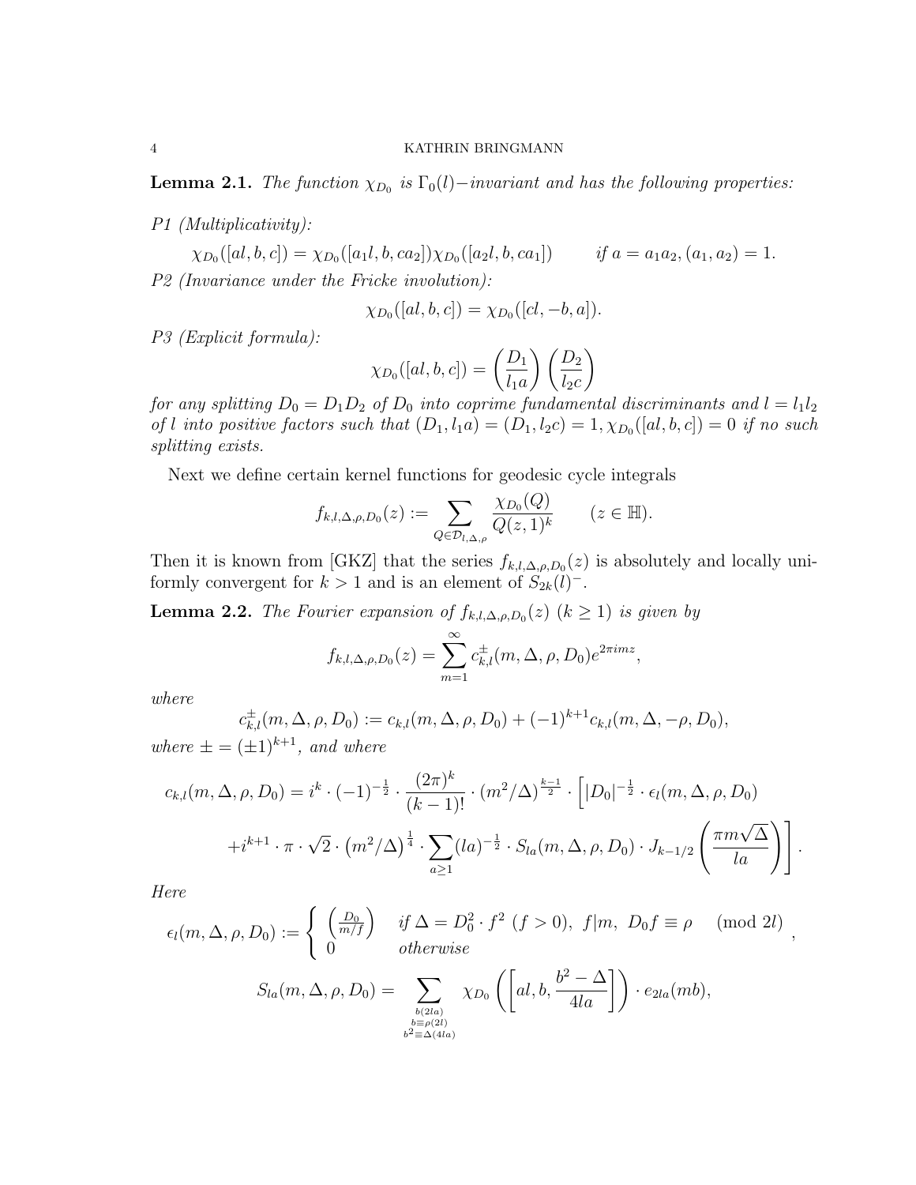**Lemma 2.1.** *The function $\chi_{D_0}$ is $\Gamma_0(l)-$invariant and has the following properties:*

*P1 (Multiplicativity):*

$$\chi_{D_0}([al,b,c]) = \chi_{D_0}([a_1 l, b, ca_2])\chi_{D_0}([a_2 l, b, ca_1]) \qquad \text{if } a = a_1 a_2, (a_1,a_2)=1.$$

*P2 (Invariance under the Fricke involution):*

$$\chi_{D_0}([al,b,c]) = \chi_{D_0}([cl,-b,a]).$$

*P3 (Explicit formula):*

$$\chi_{D_0}([al,b,c]) = \left(\frac{D_1}{l_1 a}\right)\left(\frac{D_2}{l_2 c}\right)$$

*for any splitting $D_0 = D_1 D_2$ of $D_0$ into coprime fundamental discriminants and $l = l_1 l_2$ of $l$ into positive factors such that $(D_1, l_1 a) = (D_1, l_2 c) = 1$, $\chi_{D_0}([al,b,c]) = 0$ if no such splitting exists.*

Next we define certain kernel functions for geodesic cycle integrals

$$f_{k,l,\Delta,\rho,D_0}(z) := \sum_{Q \in \mathcal{D}_{l,\Delta,\rho}} \frac{\chi_{D_0}(Q)}{Q(z,1)^k} \qquad (z \in \mathbb{H}).$$

Then it is known from [GKZ] that the series $f_{k,l,\Delta,\rho,D_0}(z)$ is absolutely and locally uniformly convergent for $k>1$ and is an element of $S_{2k}(l)^-$.

**Lemma 2.2.** *The Fourier expansion of $f_{k,l,\Delta,\rho,D_0}(z)$ $(k \geq 1)$ is given by*

$$f_{k,l,\Delta,\rho,D_0}(z) = \sum_{m=1}^{\infty} c^{\pm}_{k,l}(m,\Delta,\rho,D_0) e^{2\pi i m z},$$

*where*

$$c^{\pm}_{k,l}(m,\Delta,\rho,D_0) := c_{k,l}(m,\Delta,\rho,D_0) + (-1)^{k+1} c_{k,l}(m,\Delta,-\rho,D_0),$$

*where $\pm = (\pm 1)^{k+1}$, and where*

$$c_{k,l}(m,\Delta,\rho,D_0) = i^k \cdot (-1)^{-\frac{1}{2}} \cdot \frac{(2\pi)^k}{(k-1)!} \cdot (m^2/\Delta)^{\frac{k-1}{2}} \cdot \Bigg[ |D_0|^{-\frac{1}{2}} \cdot \epsilon_l(m,\Delta,\rho,D_0)$$
$$+ i^{k+1} \cdot \pi \cdot \sqrt{2} \cdot \left(m^2/\Delta\right)^{\frac{1}{4}} \cdot \sum_{a \geq 1} (la)^{-\frac{1}{2}} \cdot S_{la}(m,\Delta,\rho,D_0) \cdot J_{k-1/2}\left(\frac{\pi m \sqrt{\Delta}}{la}\right) \Bigg].$$

*Here*

$$\epsilon_l(m,\Delta,\rho,D_0) := \begin{cases} \left(\frac{D_0}{m/f}\right) & \text{if } \Delta = D_0^2 \cdot f^2 \ (f>0),\ f|m,\ D_0 f \equiv \rho \pmod{2l} \\ 0 & \text{otherwise} \end{cases},$$

$$S_{la}(m,\Delta,\rho,D_0) = \sum_{\substack{b(2la) \\ b \equiv \rho (2l) \\ b^2 \equiv \Delta (4la)}} \chi_{D_0}\left(\left[al, b, \frac{b^2-\Delta}{4la}\right]\right) \cdot e_{2la}(mb),$$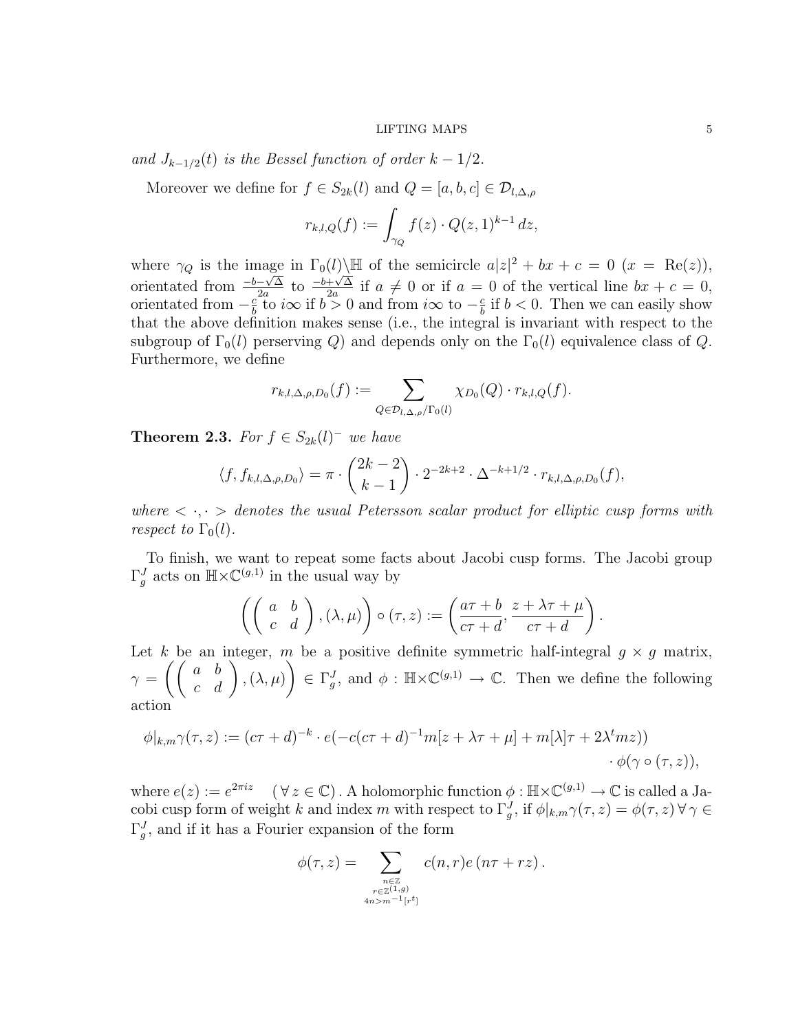*and* $J_{k-1/2}(t)$ *is the Bessel function of order* $k-1/2$.

Moreover we define for $f \in S_{2k}(l)$ and $Q=[a,b,c] \in \mathcal{D}_{l,\Delta,\rho}$

$$r_{k,l,Q}(f) := \int_{\gamma_Q} f(z) \cdot Q(z,1)^{k-1}\, dz,$$

where $\gamma_Q$ is the image in $\Gamma_0(l)\backslash\mathbb{H}$ of the semicircle $a|z|^2+bx+c=0$ ($x=\mathrm{Re}(z)$), orientated from $\frac{-b-\sqrt{\Delta}}{2a}$ to $\frac{-b+\sqrt{\Delta}}{2a}$ if $a\neq 0$ or if $a=0$ of the vertical line $bx+c=0$, orientated from $-\frac{c}{b}$ to $i\infty$ if $b>0$ and from $i\infty$ to $-\frac{c}{b}$ if $b<0$. Then we can easily show that the above definition makes sense (i.e., the integral is invariant with respect to the subgroup of $\Gamma_0(l)$ perserving $Q$) and depends only on the $\Gamma_0(l)$ equivalence class of $Q$. Furthermore, we define

$$r_{k,l,\Delta,\rho,D_0}(f) := \sum_{Q\in\mathcal{D}_{l,\Delta,\rho}/\Gamma_0(l)} \chi_{D_0}(Q)\cdot r_{k,l,Q}(f).$$

**Theorem 2.3.** *For* $f\in S_{2k}(l)^-$ *we have*

$$\langle f, f_{k,l,\Delta,\rho,D_0}\rangle = \pi\cdot\binom{2k-2}{k-1}\cdot 2^{-2k+2}\cdot\Delta^{-k+1/2}\cdot r_{k,l,\Delta,\rho,D_0}(f),$$

*where* $<\cdot,\cdot>$ *denotes the usual Petersson scalar product for elliptic cusp forms with respect to* $\Gamma_0(l)$.

To finish, we want to repeat some facts about Jacobi cusp forms. The Jacobi group $\Gamma_g^J$ acts on $\mathbb{H}\times\mathbb{C}^{(g,1)}$ in the usual way by

$$\left(\begin{pmatrix} a & b\\ c & d\end{pmatrix},(\lambda,\mu)\right)\circ(\tau,z) := \left(\frac{a\tau+b}{c\tau+d},\frac{z+\lambda\tau+\mu}{c\tau+d}\right).$$

Let $k$ be an integer, $m$ be a positive definite symmetric half-integral $g\times g$ matrix, $\gamma=\left(\begin{pmatrix} a & b\\ c & d\end{pmatrix},(\lambda,\mu)\right)\in\Gamma_g^J$, and $\phi:\mathbb{H}\times\mathbb{C}^{(g,1)}\to\mathbb{C}$. Then we define the following action

$$\phi|_{k,m}\gamma(\tau,z) := (c\tau+d)^{-k}\cdot e(-c(c\tau+d)^{-1}m[z+\lambda\tau+\mu]+m[\lambda]\tau+2\lambda^t mz)) \cdot\phi(\gamma\circ(\tau,z)),$$

where $e(z):=e^{2\pi i z} \quad (\forall\, z\in\mathbb{C})$. A holomorphic function $\phi:\mathbb{H}\times\mathbb{C}^{(g,1)}\to\mathbb{C}$ is called a Jacobi cusp form of weight $k$ and index $m$ with respect to $\Gamma_g^J$, if $\phi|_{k,m}\gamma(\tau,z)=\phi(\tau,z)\,\forall\,\gamma\in\Gamma_g^J$, and if it has a Fourier expansion of the form

$$\phi(\tau,z) = \sum_{\substack{n\in\mathbb{Z}\\ r\in\mathbb{Z}^{(1,g)}\\ 4n>m^{-1}[r^t]}} c(n,r)e\left(n\tau+rz\right).$$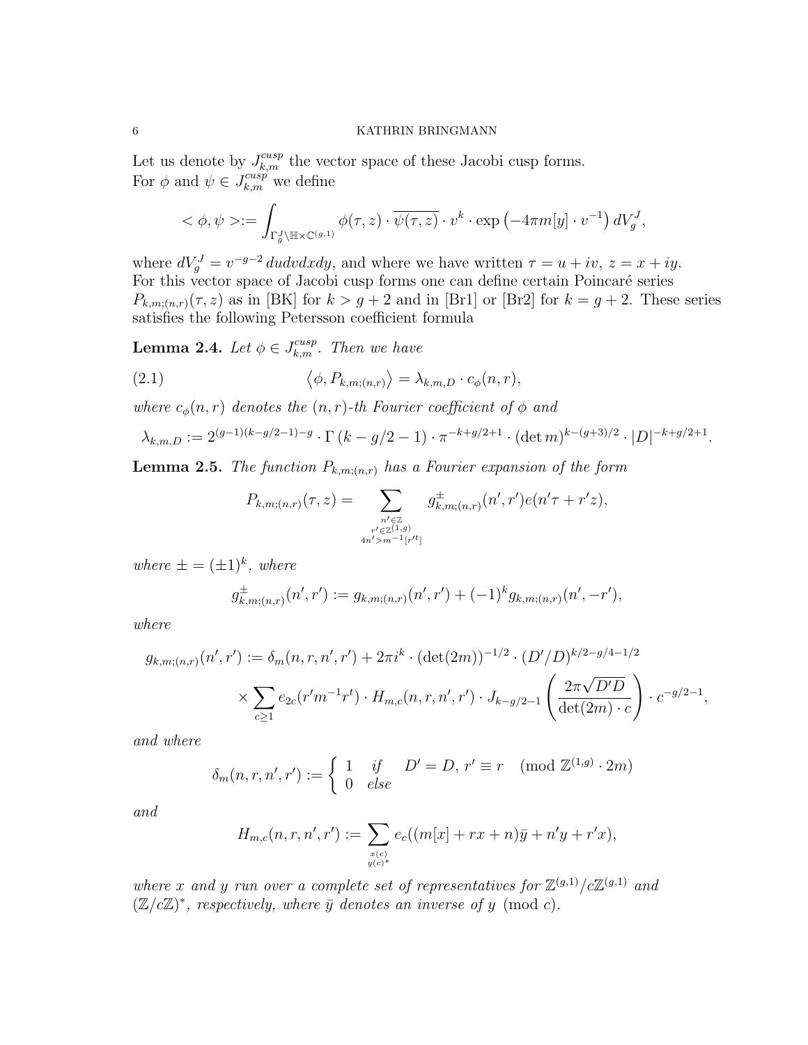Let us denote by $J_{k,m}^{cusp}$ the vector space of these Jacobi cusp forms.
For $\phi$ and $\psi \in J_{k,m}^{cusp}$ we define

$$< \phi, \psi >:= \int_{\Gamma_g^J \backslash \mathbb{H} \times \mathbb{C}^{(g,1)}} \phi(\tau, z) \cdot \overline{\psi(\tau, z)} \cdot v^k \cdot \exp\left(-4\pi m[y] \cdot v^{-1}\right) dV_g^J,$$

where $dV_g^J = v^{-g-2}\, dudvdxdy$, and where we have written $\tau = u + iv$, $z = x + iy$.
For this vector space of Jacobi cusp forms one can define certain Poincaré series $P_{k,m;(n,r)}(\tau, z)$ as in [BK] for $k > g+2$ and in [Br1] or [Br2] for $k = g+2$. These series satisfies the following Petersson coefficient formula

**Lemma 2.4.** *Let $\phi \in J_{k,m}^{cusp}$. Then we have*

$$\left\langle \phi, P_{k,m;(n,r)} \right\rangle = \lambda_{k,m,D} \cdot c_\phi(n, r), \tag{2.1}$$

*where $c_\phi(n, r)$ denotes the $(n, r)$-th Fourier coefficient of $\phi$ and*

$$\lambda_{k,m,D} := 2^{(g-1)(k-g/2-1)-g} \cdot \Gamma\left(k - g/2 - 1\right) \cdot \pi^{-k+g/2+1} \cdot (\det m)^{k-(g+3)/2} \cdot |D|^{-k+g/2+1}.$$

**Lemma 2.5.** *The function $P_{k,m;(n,r)}$ has a Fourier expansion of the form*

$$P_{k,m;(n,r)}(\tau, z) = \sum_{\substack{n' \in \mathbb{Z} \\ r' \in \mathbb{Z}^{(1,g)} \\ 4n' > m^{-1}[r'^t]}} g^{\pm}_{k,m;(n,r)}(n', r') e(n'\tau + r'z),$$

*where $\pm = (\pm 1)^k$, where*

$$g^{\pm}_{k,m;(n,r)}(n', r') := g_{k,m;(n,r)}(n', r') + (-1)^k g_{k,m;(n,r)}(n', -r'),$$

*where*

$$\begin{aligned} g_{k,m;(n,r)}(n', r') := {} & \delta_m(n, r, n', r') + 2\pi i^k \cdot (\det(2m))^{-1/2} \cdot (D'/D)^{k/2-g/4-1/2} \\ & \times \sum_{c \geq 1} e_{2c}(r' m^{-1} r^t) \cdot H_{m,c}(n, r, n', r') \cdot J_{k-g/2-1}\left(\frac{2\pi\sqrt{D'D}}{\det(2m) \cdot c}\right) \cdot c^{-g/2-1}, \end{aligned}$$

*and where*

$$\delta_m(n, r, n', r') := \begin{cases} 1 & \text{if} \quad D' = D,\ r' \equiv r \pmod{\mathbb{Z}^{(1,g)} \cdot 2m} \\ 0 & \text{else} \end{cases}$$

*and*

$$H_{m,c}(n, r, n', r') := \sum_{\substack{x(c) \\ y(c)^*}} e_c((m[x] + rx + n)\bar{y} + n'y + r'x),$$

*where $x$ and $y$ run over a complete set of representatives for $\mathbb{Z}^{(g,1)}/c\mathbb{Z}^{(g,1)}$ and $(\mathbb{Z}/c\mathbb{Z})^*$, respectively, where $\bar{y}$ denotes an inverse of $y \pmod{c}$.*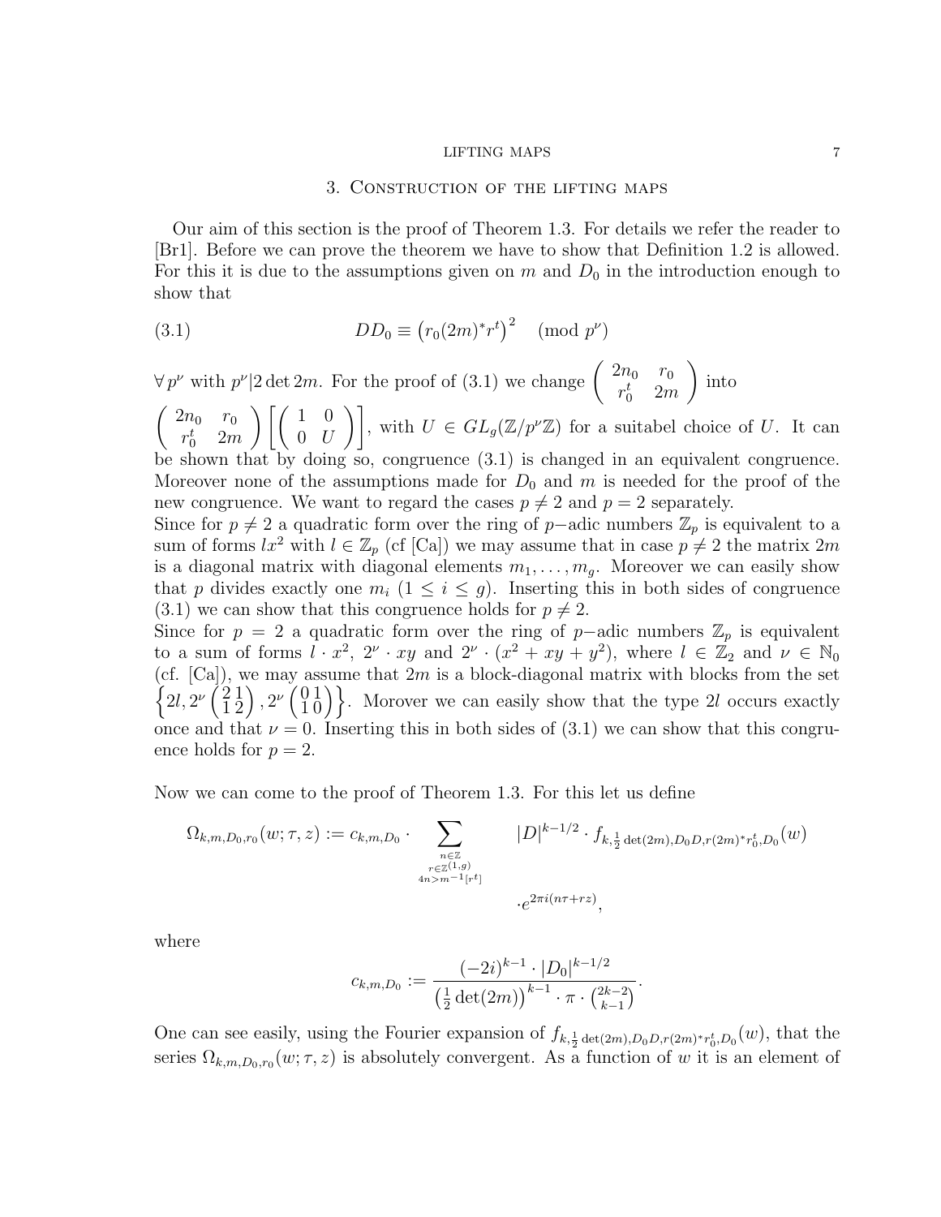## 3. Construction of the lifting maps

Our aim of this section is the proof of Theorem 1.3. For details we refer the reader to [Br1]. Before we can prove the theorem we have to show that Definition 1.2 is allowed. For this it is due to the assumptions given on $m$ and $D_0$ in the introduction enough to show that

$$DD_0 \equiv \left(r_0(2m)^* r^t\right)^2 \pmod{p^\nu} \tag{3.1}$$

$\forall\, p^\nu$ with $p^\nu | 2\det 2m$. For the proof of (3.1) we change $\begin{pmatrix} 2n_0 & r_0 \\ r_0^t & 2m \end{pmatrix}$ into $\begin{pmatrix} 2n_0 & r_0 \\ r_0^t & 2m \end{pmatrix} \left[ \begin{pmatrix} 1 & 0 \\ 0 & U \end{pmatrix} \right]$, with $U \in GL_g(\mathbb{Z}/p^\nu\mathbb{Z})$ for a suitabel choice of $U$. It can be shown that by doing so, congruence (3.1) is changed in an equivalent congruence. Moreover none of the assumptions made for $D_0$ and $m$ is needed for the proof of the new congruence. We want to regard the cases $p \neq 2$ and $p = 2$ separately.

Since for $p \neq 2$ a quadratic form over the ring of $p-$adic numbers $\mathbb{Z}_p$ is equivalent to a sum of forms $lx^2$ with $l \in \mathbb{Z}_p$ (cf [Ca]) we may assume that in case $p \neq 2$ the matrix $2m$ is a diagonal matrix with diagonal elements $m_1, \ldots, m_g$. Moreover we can easily show that $p$ divides exactly one $m_i$ ($1 \leq i \leq g$). Inserting this in both sides of congruence (3.1) we can show that this congruence holds for $p \neq 2$.

Since for $p = 2$ a quadratic form over the ring of $p-$adic numbers $\mathbb{Z}_p$ is equivalent to a sum of forms $l \cdot x^2$, $2^\nu \cdot xy$ and $2^\nu \cdot (x^2 + xy + y^2)$, where $l \in \mathbb{Z}_2$ and $\nu \in \mathbb{N}_0$ (cf. [Ca]), we may assume that $2m$ is a block-diagonal matrix with blocks from the set $\left\{2l, 2^\nu \left(\begin{smallmatrix} 2 & 1 \\ 1 & 2 \end{smallmatrix}\right), 2^\nu \left(\begin{smallmatrix} 0 & 1 \\ 1 & 0 \end{smallmatrix}\right)\right\}$. Morover we can easily show that the type $2l$ occurs exactly once and that $\nu = 0$. Inserting this in both sides of (3.1) we can show that this congruence holds for $p = 2$.

Now we can come to the proof of Theorem 1.3. For this let us define

$$\Omega_{k,m,D_0,r_0}(w;\tau,z) := c_{k,m,D_0} \cdot \sum_{\substack{n \in \mathbb{Z} \\ r \in \mathbb{Z}^{(1,g)} \\ 4n > m^{-1}[r^t]}} |D|^{k-1/2} \cdot f_{k,\frac{1}{2}\det(2m),D_0 D, r(2m)^* r_0^t, D_0}(w) \cdot e^{2\pi i (n\tau + rz)},$$

where

$$c_{k,m,D_0} := \frac{(-2i)^{k-1} \cdot |D_0|^{k-1/2}}{\left(\frac{1}{2}\det(2m)\right)^{k-1} \cdot \pi \cdot \binom{2k-2}{k-1}}.$$

One can see easily, using the Fourier expansion of $f_{k,\frac{1}{2}\det(2m),D_0 D, r(2m)^* r_0^t, D_0}(w)$, that the series $\Omega_{k,m,D_0,r_0}(w;\tau,z)$ is absolutely convergent. As a function of $w$ it is an element of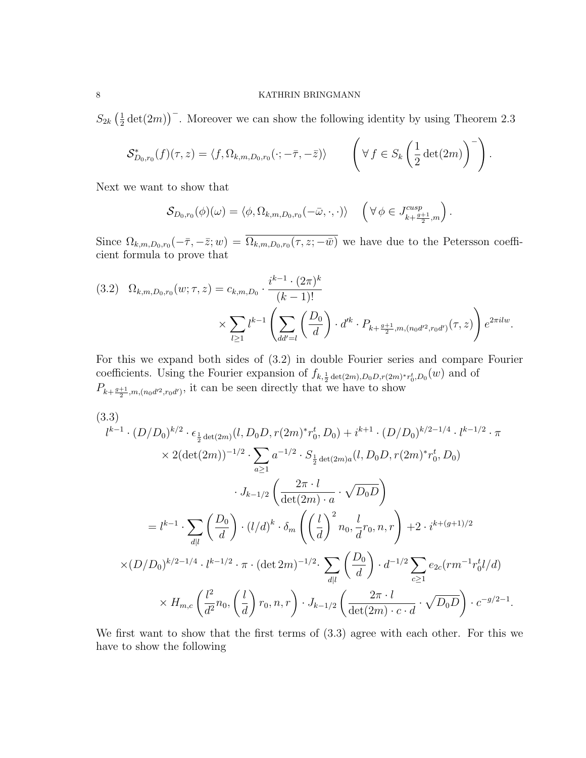$S_{2k}\left(\frac{1}{2}\det(2m)\right)^-$. Moreover we can show the following identity by using Theorem 2.3

$$\mathcal{S}^*_{D_0,r_0}(f)(\tau,z) = \langle f, \Omega_{k,m,D_0,r_0}(\cdot; -\bar{\tau}, -\bar{z})\rangle \qquad \left(\forall\, f \in S_k\left(\frac{1}{2}\det(2m)\right)^-\right).$$

Next we want to show that

$$\mathcal{S}_{D_0,r_0}(\phi)(\omega) = \langle \phi, \Omega_{k,m,D_0,r_0}(-\bar{\omega}, \cdot, \cdot)\rangle \quad \left(\forall\, \phi \in J^{cusp}_{k+\frac{g+1}{2},m}\right).$$

Since $\Omega_{k,m,D_0,r_0}(-\bar{\tau},-\bar{z};w) = \overline{\Omega_{k,m,D_0,r_0}(\tau,z;-\bar{w})}$ we have due to the Petersson coefficient formula to prove that

$$\text{(3.2)} \quad \Omega_{k,m,D_0,r_0}(w;\tau,z) = c_{k,m,D_0} \cdot \frac{i^{k-1}\cdot(2\pi)^k}{(k-1)!} \times \sum_{l\geq 1} l^{k-1}\left(\sum_{dd'=l}\left(\frac{D_0}{d}\right)\cdot d'^k \cdot P_{k+\frac{g+1}{2},m,(n_0d'^2,r_0d')}(\tau,z)\right)e^{2\pi i l w}.$$

For this we expand both sides of (3.2) in double Fourier series and compare Fourier coefficients. Using the Fourier expansion of $f_{k,\frac{1}{2}\det(2m),D_0D,r(2m)^*r_0^t,D_0}(w)$ and of $P_{k+\frac{g+1}{2},m,(n_0d'^2,r_0d')}$, it can be seen directly that we have to show

$$\text{(3.3)}$$
$$\begin{aligned}
&l^{k-1}\cdot(D/D_0)^{k/2}\cdot\epsilon_{\frac{1}{2}\det(2m)}(l,D_0D,r(2m)^*r_0^t,D_0) + i^{k+1}\cdot(D/D_0)^{k/2-1/4}\cdot l^{k-1/2}\cdot\pi \\
&\quad\times 2(\det(2m))^{-1/2}\cdot\sum_{a\geq 1}a^{-1/2}\cdot S_{\frac{1}{2}\det(2m)a}(l,D_0D,r(2m)^*r_0^t,D_0) \\
&\quad\cdot J_{k-1/2}\left(\frac{2\pi\cdot l}{\det(2m)\cdot a}\cdot\sqrt{D_0D}\right) \\
&= l^{k-1}\cdot\sum_{d\mid l}\left(\frac{D_0}{d}\right)\cdot(l/d)^k\cdot\delta_m\left(\left(\frac{l}{d}\right)^2 n_0,\frac{l}{d}r_0,n,r\right) + 2\cdot i^{k+(g+1)/2} \\
&\times(D/D_0)^{k/2-1/4}\cdot l^{k-1/2}\cdot\pi\cdot(\det 2m)^{-1/2}\cdot\sum_{d\mid l}\left(\frac{D_0}{d}\right)\cdot d^{-1/2}\sum_{c\geq 1}e_{2c}(rm^{-1}r_0^t l/d) \\
&\quad\times H_{m,c}\left(\frac{l^2}{d^2}n_0,\left(\frac{l}{d}\right)r_0,n,r\right)\cdot J_{k-1/2}\left(\frac{2\pi\cdot l}{\det(2m)\cdot c\cdot d}\cdot\sqrt{D_0D}\right)\cdot c^{-g/2-1}.
\end{aligned}$$

We first want to show that the first terms of (3.3) agree with each other. For this we have to show the following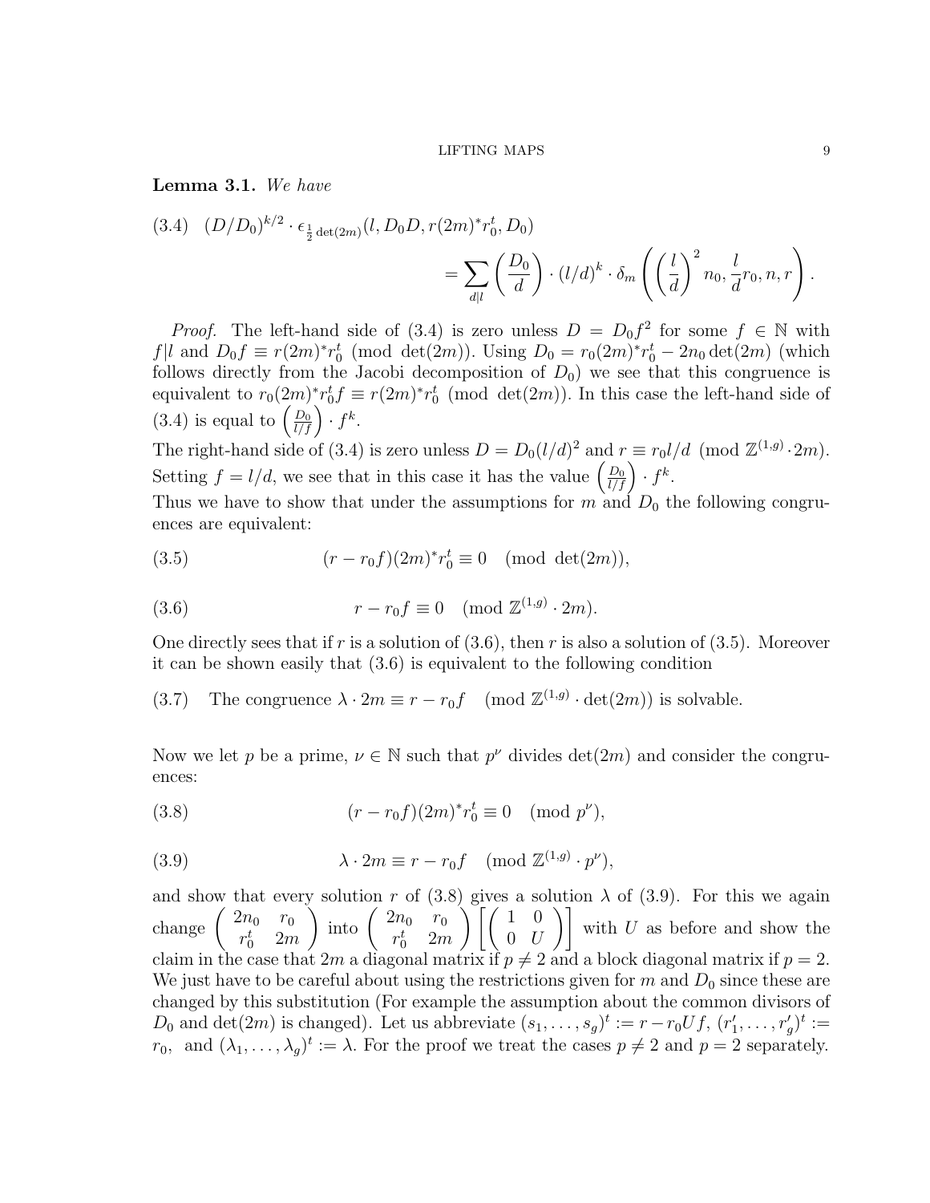**Lemma 3.1.** *We have*

$$(D/D_0)^{k/2} \cdot \epsilon_{\frac{1}{2}\det(2m)}(l, D_0 D, r(2m)^* r_0^t, D_0) = \sum_{d|l} \left(\frac{D_0}{d}\right) \cdot (l/d)^k \cdot \delta_m\left(\left(\frac{l}{d}\right)^2 n_0, \frac{l}{d} r_0, n, r\right). \tag{3.4}$$

*Proof.* The left-hand side of (3.4) is zero unless $D = D_0 f^2$ for some $f \in \mathbb{N}$ with $f|l$ and $D_0 f \equiv r(2m)^* r_0^t \pmod{\det(2m)}$. Using $D_0 = r_0(2m)^* r_0^t - 2n_0 \det(2m)$ (which follows directly from the Jacobi decomposition of $D_0$) we see that this congruence is equivalent to $r_0(2m)^* r_0^t f \equiv r(2m)^* r_0^t \pmod{\det(2m)}$. In this case the left-hand side of (3.4) is equal to $\left(\frac{D_0}{l/f}\right) \cdot f^k$.

The right-hand side of (3.4) is zero unless $D = D_0(l/d)^2$ and $r \equiv r_0 l/d \pmod{\mathbb{Z}^{(1,g)} \cdot 2m}$. Setting $f = l/d$, we see that in this case it has the value $\left(\frac{D_0}{l/f}\right) \cdot f^k$.

Thus we have to show that under the assumptions for $m$ and $D_0$ the following congruences are equivalent:

$$(r - r_0 f)(2m)^* r_0^t \equiv 0 \pmod{\det(2m)}, \tag{3.5}$$

$$r - r_0 f \equiv 0 \pmod{\mathbb{Z}^{(1,g)} \cdot 2m}. \tag{3.6}$$

One directly sees that if $r$ is a solution of (3.6), then $r$ is also a solution of (3.5). Moreover it can be shown easily that (3.6) is equivalent to the following condition

(3.7) The congruence $\lambda \cdot 2m \equiv r - r_0 f \pmod{\mathbb{Z}^{(1,g)} \cdot \det(2m)}$ is solvable.

Now we let $p$ be a prime, $\nu \in \mathbb{N}$ such that $p^\nu$ divides $\det(2m)$ and consider the congruences:

$$(r - r_0 f)(2m)^* r_0^t \equiv 0 \pmod{p^\nu}, \tag{3.8}$$

$$\lambda \cdot 2m \equiv r - r_0 f \pmod{\mathbb{Z}^{(1,g)} \cdot p^\nu}, \tag{3.9}$$

and show that every solution $r$ of (3.8) gives a solution $\lambda$ of (3.9). For this we again change $\begin{pmatrix} 2n_0 & r_0 \\ r_0^t & 2m \end{pmatrix}$ into $\begin{pmatrix} 2n_0 & r_0 \\ r_0^t & 2m \end{pmatrix} \left[\begin{pmatrix} 1 & 0 \\ 0 & U \end{pmatrix}\right]$ with $U$ as before and show the claim in the case that $2m$ a diagonal matrix if $p \neq 2$ and a block diagonal matrix if $p = 2$. We just have to be careful about using the restrictions given for $m$ and $D_0$ since these are changed by this substitution (For example the assumption about the common divisors of $D_0$ and $\det(2m)$ is changed). Let us abbreviate $(s_1, \ldots, s_g)^t := r - r_0 U f$, $(r_1', \ldots, r_g')^t := r_0$, and $(\lambda_1, \ldots, \lambda_g)^t := \lambda$. For the proof we treat the cases $p \neq 2$ and $p = 2$ separately.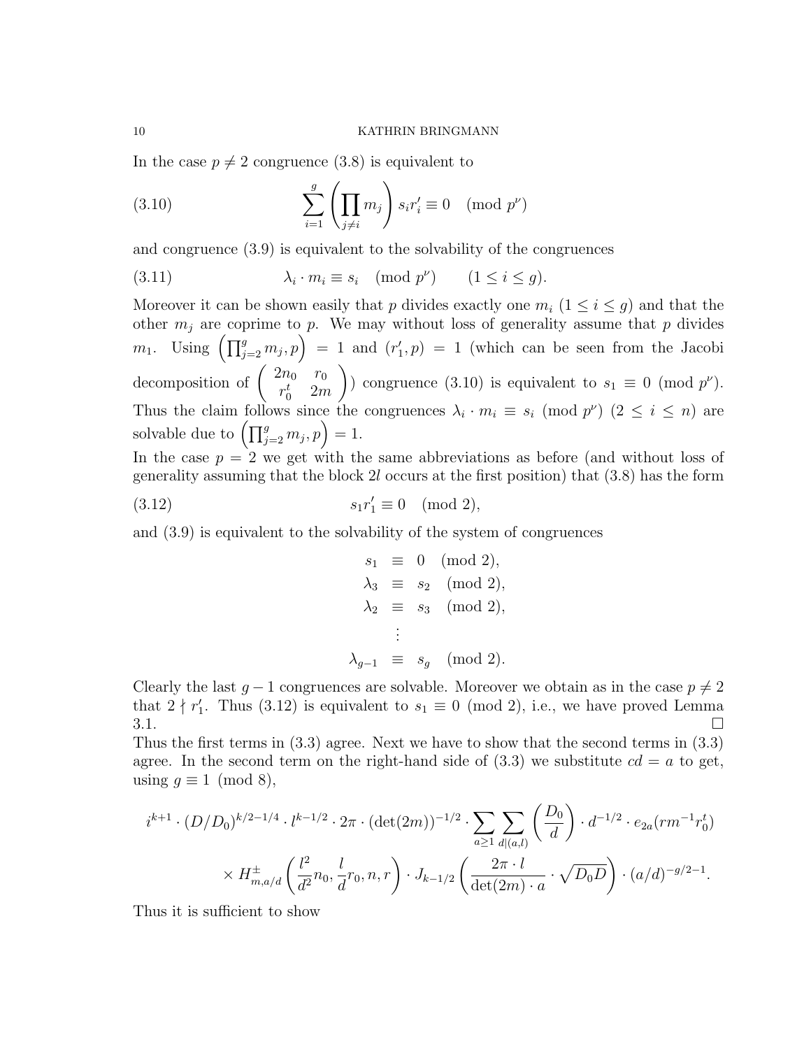In the case $p \neq 2$ congruence (3.8) is equivalent to

$$\sum_{i=1}^{g} \left( \prod_{j \neq i} m_j \right) s_i r_i' \equiv 0 \pmod{p^\nu} \tag{3.10}$$

and congruence (3.9) is equivalent to the solvability of the congruences

$$\lambda_i \cdot m_i \equiv s_i \pmod{p^\nu} \qquad (1 \leq i \leq g). \tag{3.11}$$

Moreover it can be shown easily that $p$ divides exactly one $m_i$ ($1 \leq i \leq g$) and that the other $m_j$ are coprime to $p$. We may without loss of generality assume that $p$ divides $m_1$. Using $\left(\prod_{j=2}^{g} m_j, p\right) = 1$ and $(r_1', p) = 1$ (which can be seen from the Jacobi decomposition of $\begin{pmatrix} 2n_0 & r_0 \\ r_0^t & 2m \end{pmatrix}$) congruence (3.10) is equivalent to $s_1 \equiv 0 \pmod{p^\nu}$. Thus the claim follows since the congruences $\lambda_i \cdot m_i \equiv s_i \pmod{p^\nu}$ $(2 \leq i \leq n)$ are solvable due to $\left(\prod_{j=2}^{g} m_j, p\right) = 1$.

In the case $p = 2$ we get with the same abbreviations as before (and without loss of generality assuming that the block $2l$ occurs at the first position) that (3.8) has the form

$$s_1 r_1' \equiv 0 \pmod{2}, \tag{3.12}$$

and (3.9) is equivalent to the solvability of the system of congruences

$$\begin{aligned}
s_1 &\equiv 0 \pmod{2}, \\
\lambda_3 &\equiv s_2 \pmod{2}, \\
\lambda_2 &\equiv s_3 \pmod{2}, \\
&\vdots \\
\lambda_{g-1} &\equiv s_g \pmod{2}.
\end{aligned}$$

Clearly the last $g-1$ congruences are solvable. Moreover we obtain as in the case $p \neq 2$ that $2 \nmid r_1'$. Thus (3.12) is equivalent to $s_1 \equiv 0 \pmod{2}$, i.e., we have proved Lemma 3.1. $\square$

Thus the first terms in (3.3) agree. Next we have to show that the second terms in (3.3) agree. In the second term on the right-hand side of (3.3) we substitute $cd = a$ to get, using $g \equiv 1 \pmod{8}$,

$$\begin{aligned}
i^{k+1} \cdot (D/D_0)^{k/2-1/4} \cdot l^{k-1/2} \cdot 2\pi \cdot (\det(2m))^{-1/2} \cdot \sum_{a \geq 1} \sum_{d|(a,l)} \left( \frac{D_0}{d} \right) \cdot d^{-1/2} \cdot e_{2a}(rm^{-1}r_0^t) \\
\times H^{\pm}_{m,a/d}\left( \frac{l^2}{d^2} n_0, \frac{l}{d} r_0, n, r \right) \cdot J_{k-1/2}\left( \frac{2\pi \cdot l}{\det(2m) \cdot a} \cdot \sqrt{D_0 D} \right) \cdot (a/d)^{-g/2-1}.
\end{aligned}$$

Thus it is sufficient to show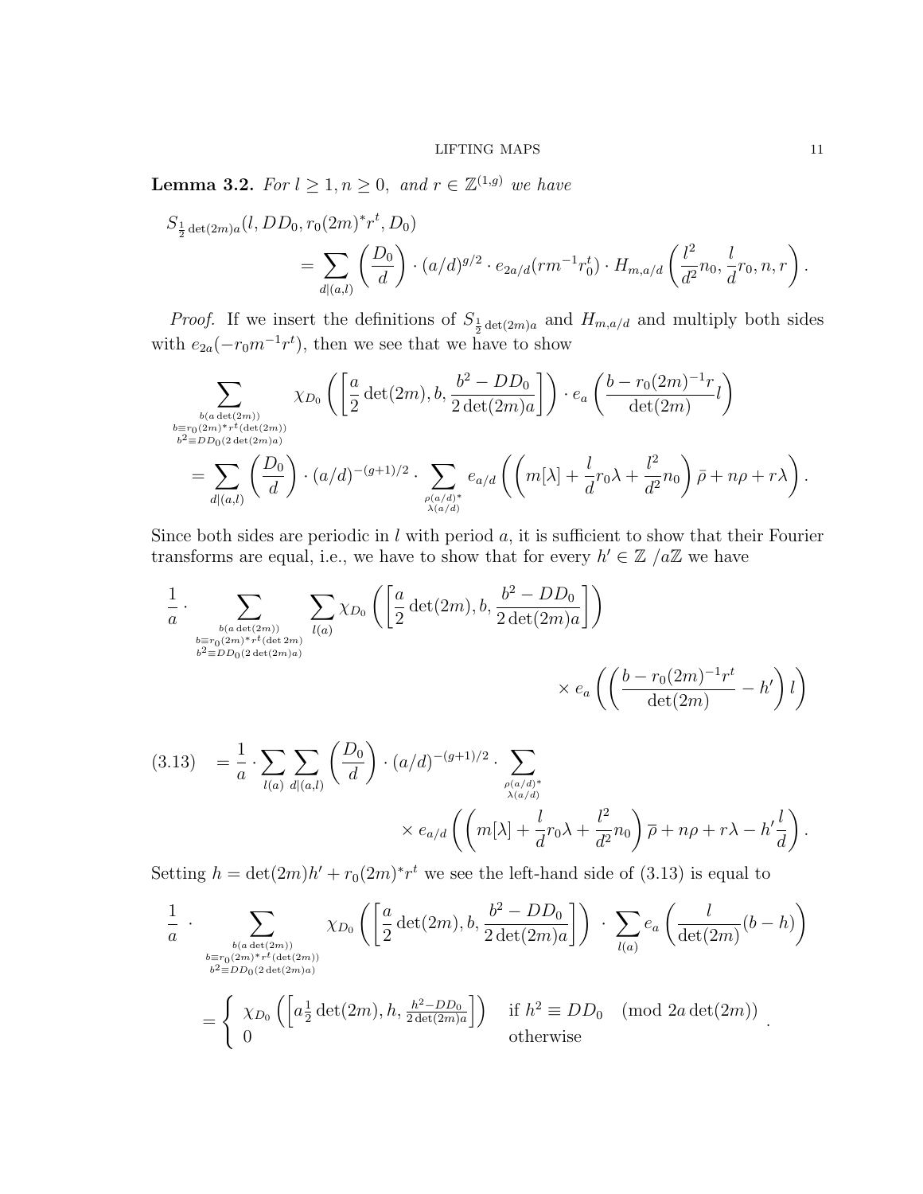**Lemma 3.2.** *For $l \geq 1, n \geq 0,$ and $r \in \mathbb{Z}^{(1,g)}$ we have*

$$S_{\frac{1}{2}\det(2m)a}(l, DD_0, r_0(2m)^* r^t, D_0) = \sum_{d|(a,l)} \left(\frac{D_0}{d}\right) \cdot (a/d)^{g/2} \cdot e_{2a/d}(rm^{-1}r_0^t) \cdot H_{m,a/d}\left(\frac{l^2}{d^2}n_0, \frac{l}{d}r_0, n, r\right).$$

*Proof.* If we insert the definitions of $S_{\frac{1}{2}\det(2m)a}$ and $H_{m,a/d}$ and multiply both sides with $e_{2a}(-r_0 m^{-1} r^t)$, then we see that we have to show

$$\sum_{\substack{b(a\det(2m)) \\ b \equiv r_0(2m)^* r^t(\det(2m)) \\ b^2 \equiv DD_0(2\det(2m)a)}} \chi_{D_0}\left(\left[\frac{a}{2}\det(2m), b, \frac{b^2 - DD_0}{2\det(2m)a}\right]\right) \cdot e_a\left(\frac{b - r_0(2m)^{-1}r}{\det(2m)} l\right)$$

$$= \sum_{d|(a,l)} \left(\frac{D_0}{d}\right) \cdot (a/d)^{-(g+1)/2} \cdot \sum_{\substack{\rho(a/d)^* \\ \lambda(a/d)}} e_{a/d}\left(\left(m[\lambda] + \frac{l}{d}r_0\lambda + \frac{l^2}{d^2}n_0\right)\bar{\rho} + n\rho + r\lambda\right).$$

Since both sides are periodic in $l$ with period $a$, it is sufficient to show that their Fourier transforms are equal, i.e., we have to show that for every $h' \in \mathbb{Z}/a\mathbb{Z}$ we have

$$\frac{1}{a} \cdot \sum_{\substack{b(a\det(2m)) \\ b \equiv r_0(2m)^* r^t(\det 2m) \\ b^2 \equiv DD_0(2\det(2m)a)}} \sum_{l(a)} \chi_{D_0}\left(\left[\frac{a}{2}\det(2m), b, \frac{b^2 - DD_0}{2\det(2m)a}\right]\right) \times e_a\left(\left(\frac{b - r_0(2m)^{-1}r^t}{\det(2m)} - h'\right) l\right)$$

$$= \frac{1}{a} \cdot \sum_{l(a)} \sum_{d|(a,l)} \left(\frac{D_0}{d}\right) \cdot (a/d)^{-(g+1)/2} \cdot \sum_{\substack{\rho(a/d)^* \\ \lambda(a/d)}} \times e_{a/d}\left(\left(m[\lambda] + \frac{l}{d}r_0\lambda + \frac{l^2}{d^2}n_0\right)\overline{\rho} + n\rho + r\lambda - h'\frac{l}{d}\right). \tag{3.13}$$

Setting $h = \det(2m)h' + r_0(2m)^* r^t$ we see the left-hand side of (3.13) is equal to

$$\frac{1}{a} \cdot \sum_{\substack{b(a\det(2m)) \\ b \equiv r_0(2m)^* r^t(\det(2m)) \\ b^2 \equiv DD_0(2\det(2m)a)}} \chi_{D_0}\left(\left[\frac{a}{2}\det(2m), b, \frac{b^2 - DD_0}{2\det(2m)a}\right]\right) \cdot \sum_{l(a)} e_a\left(\frac{l}{\det(2m)}(b - h)\right)$$

$$= \begin{cases} \chi_{D_0}\left(\left[a\frac{1}{2}\det(2m), h, \frac{h^2 - DD_0}{2\det(2m)a}\right]\right) & \text{if } h^2 \equiv DD_0 \pmod{2a\det(2m)} \\ 0 & \text{otherwise} \end{cases}.$$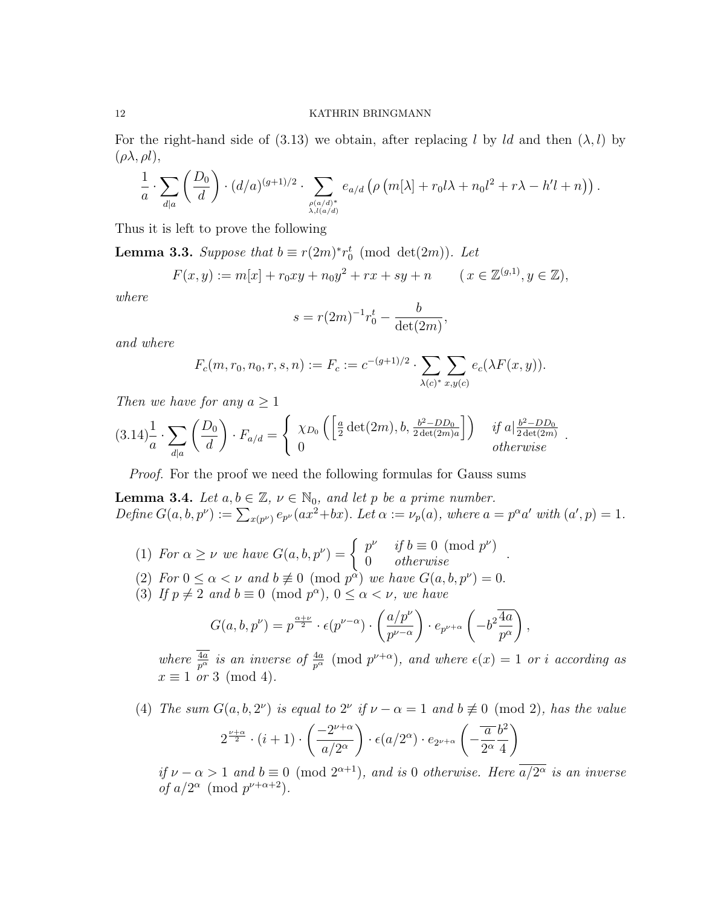For the right-hand side of (3.13) we obtain, after replacing $l$ by $ld$ and then $(\lambda, l)$ by $(\rho\lambda, \rho l)$,

$$\frac{1}{a} \cdot \sum_{d|a} \left(\frac{D_0}{d}\right) \cdot (d/a)^{(g+1)/2} \cdot \sum_{\substack{\rho(a/d)^* \\ \lambda, l(a/d)}} e_{a/d}\left(\rho\left(m[\lambda] + r_0 l\lambda + n_0 l^2 + r\lambda - h'l + n\right)\right).$$

Thus it is left to prove the following

**Lemma 3.3.** *Suppose that $b \equiv r(2m)^* r_0^t \pmod{\det(2m)}$. Let*

$$F(x, y) := m[x] + r_0 xy + n_0 y^2 + rx + sy + n \qquad (x \in \mathbb{Z}^{(g,1)}, y \in \mathbb{Z}),$$

*where*

$$s = r(2m)^{-1} r_0^t - \frac{b}{\det(2m)},$$

*and where*

$$F_c(m, r_0, n_0, r, s, n) := F_c := c^{-(g+1)/2} \cdot \sum_{\lambda(c)^*} \sum_{x,y(c)} e_c(\lambda F(x, y)).$$

*Then we have for any $a \geq 1$*

$$(3.14) \quad \frac{1}{a} \cdot \sum_{d|a} \left(\frac{D_0}{d}\right) \cdot F_{a/d} = \begin{cases} \chi_{D_0}\left(\left[\frac{a}{2}\det(2m), b, \frac{b^2 - DD_0}{2\det(2m)a}\right]\right) & \text{if } a \mid \frac{b^2 - DD_0}{2\det(2m)} \\ 0 & \text{otherwise} \end{cases}.$$

*Proof.* For the proof we need the following formulas for Gauss sums

**Lemma 3.4.** *Let $a, b \in \mathbb{Z}$, $\nu \in \mathbb{N}_0$, and let $p$ be a prime number. Define $G(a, b, p^\nu) := \sum_{x(p^\nu)} e_{p^\nu}(ax^2 + bx)$. Let $\alpha := \nu_p(a)$, where $a = p^\alpha a'$ with $(a', p) = 1$.*

1. *For $\alpha \geq \nu$ we have $G(a, b, p^\nu) = \begin{cases} p^\nu & \text{if } b \equiv 0 \pmod{p^\nu} \\ 0 & \text{otherwise} \end{cases}$.*
2. *For $0 \leq \alpha < \nu$ and $b \not\equiv 0 \pmod{p^\alpha}$ we have $G(a, b, p^\nu) = 0$.*
3. *If $p \neq 2$ and $b \equiv 0 \pmod{p^\alpha}$, $0 \leq \alpha < \nu$, we have*

$$G(a, b, p^\nu) = p^{\frac{\alpha+\nu}{2}} \cdot \epsilon(p^{\nu-\alpha}) \cdot \left(\frac{a/p^\nu}{p^{\nu-\alpha}}\right) \cdot e_{p^{\nu+\alpha}}\left(-b^2 \overline{\frac{4a}{p^\alpha}}\right),$$

   *where $\overline{\frac{4a}{p^\alpha}}$ is an inverse of $\frac{4a}{p^\alpha} \pmod{p^{\nu+\alpha}}$, and where $\epsilon(x) = 1$ or $i$ according as $x \equiv 1$ or $3 \pmod 4$.*

4. *The sum $G(a, b, 2^\nu)$ is equal to $2^\nu$ if $\nu - \alpha = 1$ and $b \not\equiv 0 \pmod 2$, has the value*

$$2^{\frac{\nu+\alpha}{2}} \cdot (i+1) \cdot \left(\frac{-2^{\nu+\alpha}}{a/2^\alpha}\right) \cdot \epsilon(a/2^\alpha) \cdot e_{2^{\nu+\alpha}}\left(-\overline{\frac{a}{2^\alpha}} \frac{b^2}{4}\right)$$

   *if $\nu - \alpha > 1$ and $b \equiv 0 \pmod{2^{\alpha+1}}$, and is $0$ otherwise. Here $\overline{a/2^\alpha}$ is an inverse of $a/2^\alpha \pmod{p^{\nu+\alpha+2}}$.*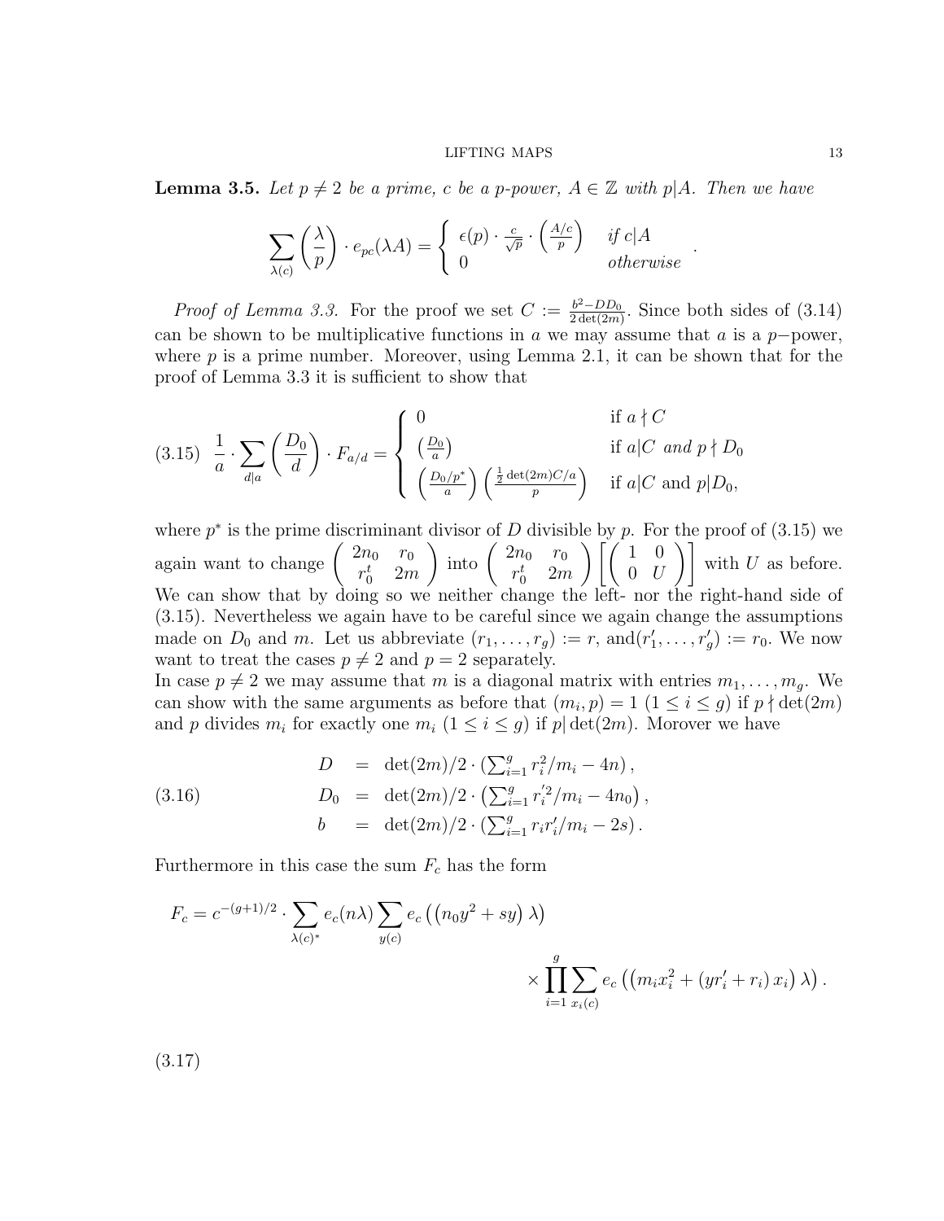**Lemma 3.5.** *Let $p \neq 2$ be a prime, $c$ be a $p$-power, $A \in \mathbb{Z}$ with $p|A$. Then we have*

$$\sum_{\lambda(c)} \left(\frac{\lambda}{p}\right) \cdot e_{pc}(\lambda A) = \begin{cases} \epsilon(p) \cdot \frac{c}{\sqrt{p}} \cdot \left(\frac{A/c}{p}\right) & \text{if } c|A \\ 0 & \text{otherwise} \end{cases}.$$

*Proof of Lemma 3.3.* For the proof we set $C := \frac{b^2 - DD_0}{2\det(2m)}$. Since both sides of (3.14) can be shown to be multiplicative functions in $a$ we may assume that $a$ is a $p-$power, where $p$ is a prime number. Moreover, using Lemma 2.1, it can be shown that for the proof of Lemma 3.3 it is sufficient to show that

$$\frac{1}{a} \cdot \sum_{d|a} \left(\frac{D_0}{d}\right) \cdot F_{a/d} = \begin{cases} 0 & \text{if } a \nmid C \\ \left(\frac{D_0}{a}\right) & \text{if } a|C \text{ and } p \nmid D_0 \\ \left(\frac{D_0/p^*}{a}\right)\left(\frac{\frac{1}{2}\det(2m)C/a}{p}\right) & \text{if } a|C \text{ and } p|D_0, \end{cases} \tag{3.15}$$

where $p^*$ is the prime discriminant divisor of $D$ divisible by $p$. For the proof of (3.15) we again want to change $\begin{pmatrix} 2n_0 & r_0 \\ r_0^t & 2m \end{pmatrix}$ into $\begin{pmatrix} 2n_0 & r_0 \\ r_0^t & 2m \end{pmatrix}\left[\begin{pmatrix} 1 & 0 \\ 0 & U \end{pmatrix}\right]$ with $U$ as before. We can show that by doing so we neither change the left- nor the right-hand side of (3.15). Nevertheless we again have to be careful since we again change the assumptions made on $D_0$ and $m$. Let us abbreviate $(r_1, \ldots, r_g) := r$, and$(r_1', \ldots, r_g') := r_0$. We now want to treat the cases $p \neq 2$ and $p = 2$ separately.

In case $p \neq 2$ we may assume that $m$ is a diagonal matrix with entries $m_1, \ldots, m_g$. We can show with the same arguments as before that $(m_i, p) = 1$ $(1 \leq i \leq g)$ if $p \nmid \det(2m)$ and $p$ divides $m_i$ for exactly one $m_i$ $(1 \leq i \leq g)$ if $p|\det(2m)$. Morover we have

$$\begin{aligned} D &= \det(2m)/2 \cdot \left(\textstyle\sum_{i=1}^g r_i^2/m_i - 4n\right), \\ D_0 &= \det(2m)/2 \cdot \left(\textstyle\sum_{i=1}^g r_i'^2/m_i - 4n_0\right), \\ b &= \det(2m)/2 \cdot \left(\textstyle\sum_{i=1}^g r_i r_i'/m_i - 2s\right). \end{aligned} \tag{3.16}$$

Furthermore in this case the sum $F_c$ has the form

$$F_c = c^{-(g+1)/2} \cdot \sum_{\lambda(c)^*} e_c(n\lambda) \sum_{y(c)} e_c\left(\left(n_0 y^2 + sy\right)\lambda\right) \times \prod_{i=1}^{g} \sum_{x_i(c)} e_c\left(\left(m_i x_i^2 + (y r_i' + r_i)\, x_i\right)\lambda\right). \tag{3.17}$$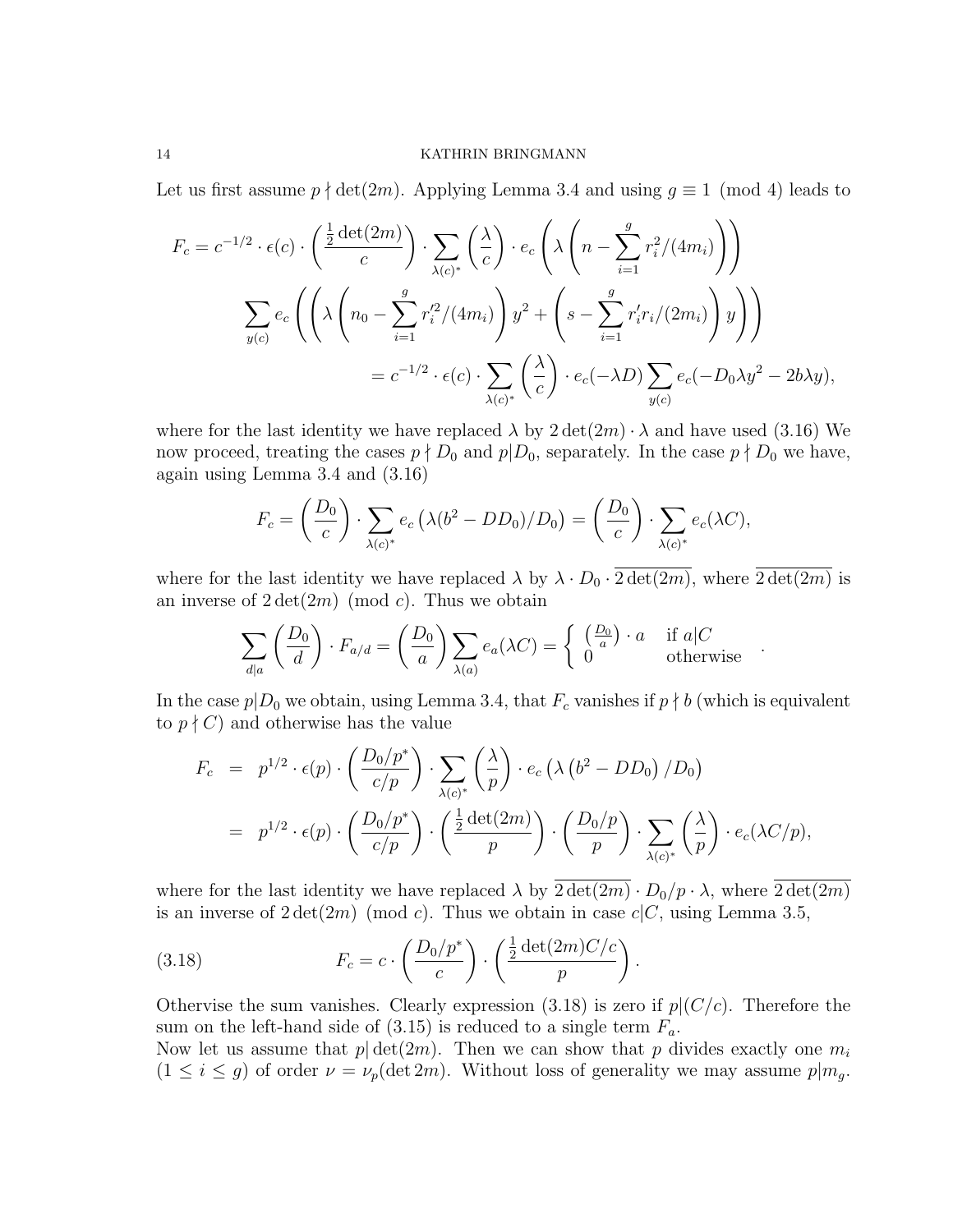Let us first assume $p \nmid \det(2m)$. Applying Lemma 3.4 and using $g \equiv 1 \pmod 4$ leads to

$$F_c = c^{-1/2} \cdot \epsilon(c) \cdot \left(\frac{\frac{1}{2}\det(2m)}{c}\right) \cdot \sum_{\lambda(c)^*} \left(\frac{\lambda}{c}\right) \cdot e_c\left(\lambda\left(n - \sum_{i=1}^{g} r_i^2/(4m_i)\right)\right)$$

$$\sum_{y(c)} e_c\left(\left(\lambda\left(n_0 - \sum_{i=1}^{g} r_i'^2/(4m_i)\right)y^2 + \left(s - \sum_{i=1}^{g} r_i' r_i/(2m_i)\right)y\right)\right)$$

$$= c^{-1/2} \cdot \epsilon(c) \cdot \sum_{\lambda(c)^*} \left(\frac{\lambda}{c}\right) \cdot e_c(-\lambda D) \sum_{y(c)} e_c(-D_0 \lambda y^2 - 2b\lambda y),$$

where for the last identity we have replaced $\lambda$ by $2\det(2m) \cdot \lambda$ and have used (3.16) We now proceed, treating the cases $p \nmid D_0$ and $p | D_0$, separately. In the case $p \nmid D_0$ we have, again using Lemma 3.4 and (3.16)

$$F_c = \left(\frac{D_0}{c}\right) \cdot \sum_{\lambda(c)^*} e_c\left(\lambda(b^2 - DD_0)/D_0\right) = \left(\frac{D_0}{c}\right) \cdot \sum_{\lambda(c)^*} e_c(\lambda C),$$

where for the last identity we have replaced $\lambda$ by $\lambda \cdot D_0 \cdot \overline{2\det(2m)}$, where $\overline{2\det(2m)}$ is an inverse of $2\det(2m) \pmod c$. Thus we obtain

$$\sum_{d|a} \left(\frac{D_0}{d}\right) \cdot F_{a/d} = \left(\frac{D_0}{a}\right) \sum_{\lambda(a)} e_a(\lambda C) = \begin{cases} \left(\frac{D_0}{a}\right) \cdot a & \text{if } a|C \\ 0 & \text{otherwise} \end{cases}.$$

In the case $p|D_0$ we obtain, using Lemma 3.4, that $F_c$ vanishes if $p \nmid b$ (which is equivalent to $p \nmid C$) and otherwise has the value

$$\begin{aligned} F_c &= p^{1/2} \cdot \epsilon(p) \cdot \left(\frac{D_0/p^*}{c/p}\right) \cdot \sum_{\lambda(c)^*} \left(\frac{\lambda}{p}\right) \cdot e_c\left(\lambda\left(b^2 - DD_0\right)/D_0\right) \\ &= p^{1/2} \cdot \epsilon(p) \cdot \left(\frac{D_0/p^*}{c/p}\right) \cdot \left(\frac{\frac{1}{2}\det(2m)}{p}\right) \cdot \left(\frac{D_0/p}{p}\right) \cdot \sum_{\lambda(c)^*} \left(\frac{\lambda}{p}\right) \cdot e_c(\lambda C/p), \end{aligned}$$

where for the last identity we have replaced $\lambda$ by $\overline{2\det(2m)} \cdot D_0/p \cdot \lambda$, where $\overline{2\det(2m)}$ is an inverse of $2\det(2m) \pmod c$. Thus we obtain in case $c|C$, using Lemma 3.5,

$$F_c = c \cdot \left(\frac{D_0/p^*}{c}\right) \cdot \left(\frac{\frac{1}{2}\det(2m)C/c}{p}\right). \tag{3.18}$$

Othervise the sum vanishes. Clearly expression (3.18) is zero if $p|(C/c)$. Therefore the sum on the left-hand side of (3.15) is reduced to a single term $F_a$.

Now let us assume that $p|\det(2m)$. Then we can show that $p$ divides exactly one $m_i$ ($1 \leq i \leq g$) of order $\nu = \nu_p(\det 2m)$. Without loss of generality we may assume $p|m_g$.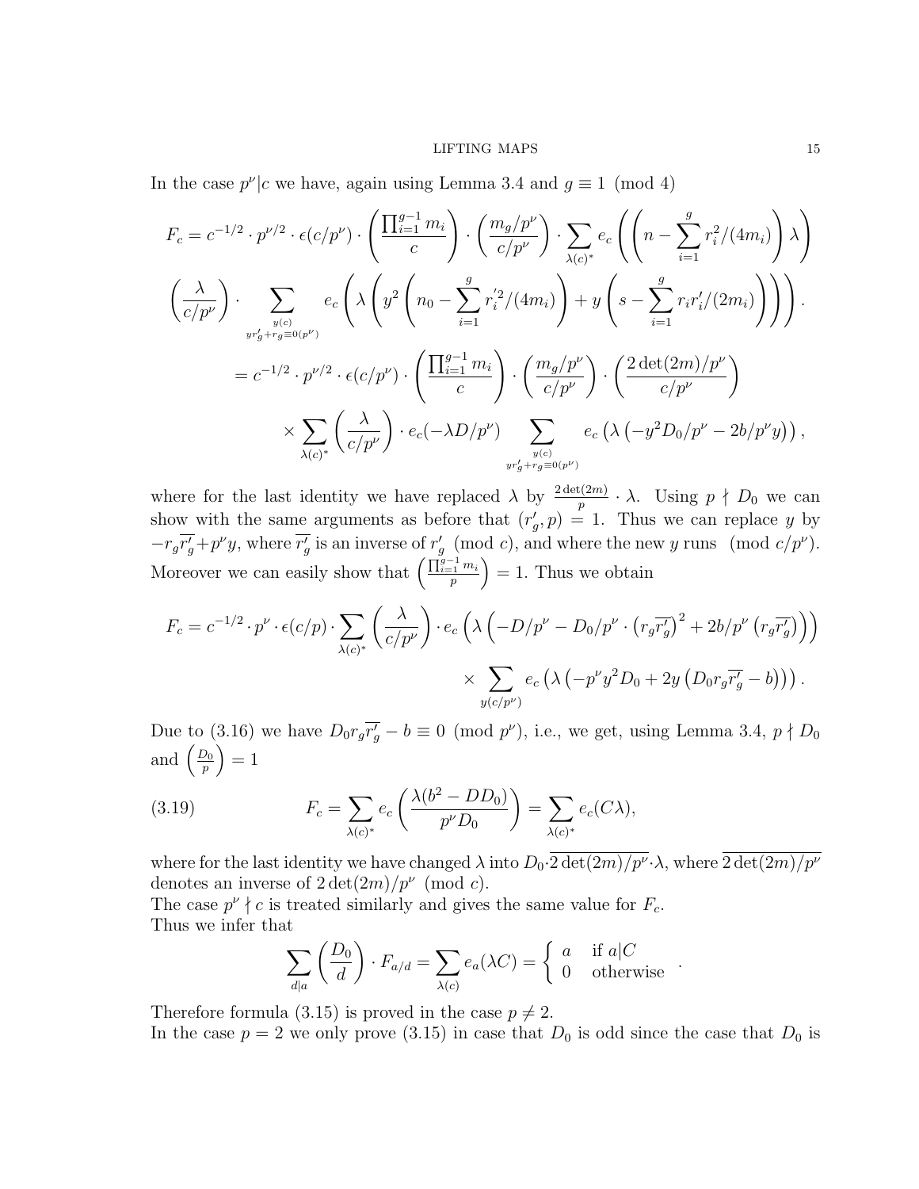In the case $p^\nu | c$ we have, again using Lemma 3.4 and $g \equiv 1 \pmod 4$

$$
\begin{aligned}
F_c = c^{-1/2} \cdot p^{\nu/2} \cdot \epsilon(c/p^\nu) \cdot \left( \frac{\prod_{i=1}^{g-1} m_i}{c} \right) \cdot \left( \frac{m_g/p^\nu}{c/p^\nu} \right) \cdot \sum_{\lambda(c)^*} e_c \left( \left( n - \sum_{i=1}^{g} r_i^2/(4m_i) \right) \lambda \right) \\
\left( \frac{\lambda}{c/p^\nu} \right) \cdot \sum_{\substack{y(c) \\ y r_g' + r_g \equiv 0 (p^\nu)}} e_c \left( \lambda \left( y^2 \left( n_0 - \sum_{i=1}^{g} r_i'^2/(4m_i) \right) + y \left( s - \sum_{i=1}^{g} r_i r_i'/(2m_i) \right) \right) \right). \\
= c^{-1/2} \cdot p^{\nu/2} \cdot \epsilon(c/p^\nu) \cdot \left( \frac{\prod_{i=1}^{g-1} m_i}{c} \right) \cdot \left( \frac{m_g/p^\nu}{c/p^\nu} \right) \cdot \left( \frac{2 \det(2m)/p^\nu}{c/p^\nu} \right) \\
\times \sum_{\lambda(c)^*} \left( \frac{\lambda}{c/p^\nu} \right) \cdot e_c(-\lambda D/p^\nu) \sum_{\substack{y(c) \\ y r_g' + r_g \equiv 0 (p^\nu)}} e_c \left( \lambda \left( -y^2 D_0/p^\nu - 2b/p^\nu y \right) \right),
\end{aligned}
$$

where for the last identity we have replaced $\lambda$ by $\frac{2\det(2m)}{p} \cdot \lambda$. Using $p \nmid D_0$ we can show with the same arguments as before that $(r_g', p) = 1$. Thus we can replace $y$ by $-r_g \overline{r_g'} + p^\nu y$, where $\overline{r_g'}$ is an inverse of $r_g' \pmod c$, and where the new $y$ runs $\pmod{c/p^\nu}$. Moreover we can easily show that $\left( \frac{\prod_{i=1}^{g-1} m_i}{p} \right) = 1$. Thus we obtain

$$
\begin{aligned}
F_c = c^{-1/2} \cdot p^\nu \cdot \epsilon(c/p) \cdot \sum_{\lambda(c)^*} \left( \frac{\lambda}{c/p^\nu} \right) \cdot e_c \left( \lambda \left( -D/p^\nu - D_0/p^\nu \cdot \left( r_g \overline{r_g'} \right)^2 + 2b/p^\nu \left( r_g \overline{r_g'} \right) \right) \right) \\
\times \sum_{y(c/p^\nu)} e_c \left( \lambda \left( -p^\nu y^2 D_0 + 2y \left( D_0 r_g \overline{r_g'} - b \right) \right) \right).
\end{aligned}
$$

Due to (3.16) we have $D_0 r_g \overline{r_g'} - b \equiv 0 \pmod{p^\nu}$, i.e., we get, using Lemma 3.4, $p \nmid D_0$ and $\left( \frac{D_0}{p} \right) = 1$

$$
F_c = \sum_{\lambda(c)^*} e_c \left( \frac{\lambda(b^2 - D D_0)}{p^\nu D_0} \right) = \sum_{\lambda(c)^*} e_c(C\lambda), \tag{3.19}
$$

where for the last identity we have changed $\lambda$ into $D_0 \cdot \overline{2\det(2m)/p^\nu} \cdot \lambda$, where $\overline{2\det(2m)/p^\nu}$ denotes an inverse of $2\det(2m)/p^\nu \pmod c$.

The case $p^\nu \nmid c$ is treated similarly and gives the same value for $F_c$.

Thus we infer that

$$
\sum_{d|a} \left( \frac{D_0}{d} \right) \cdot F_{a/d} = \sum_{\lambda(c)} e_a(\lambda C) = \begin{cases} a & \text{if } a|C \\ 0 & \text{otherwise} \end{cases}.
$$

Therefore formula (3.15) is proved in the case $p \neq 2$.

In the case $p = 2$ we only prove (3.15) in case that $D_0$ is odd since the case that $D_0$ is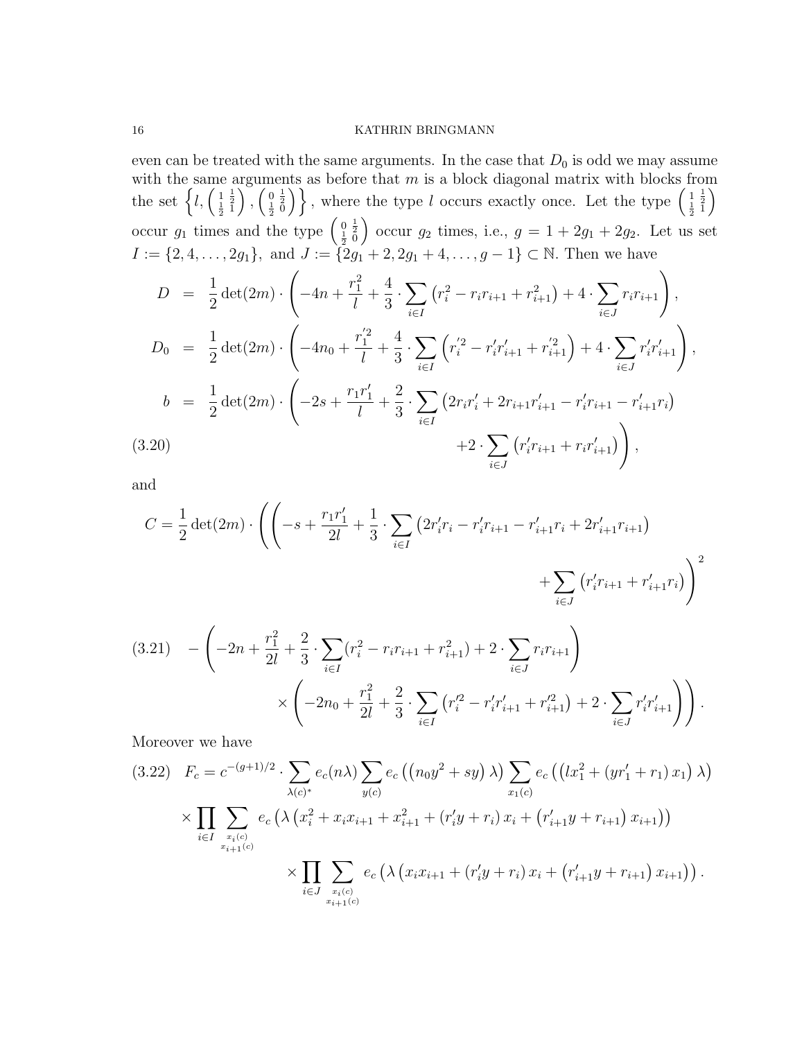even can be treated with the same arguments. In the case that $D_0$ is odd we may assume with the same arguments as before that $m$ is a block diagonal matrix with blocks from the set $\left\{l, \begin{pmatrix} 1 & \frac{1}{2} \\ \frac{1}{2} & 1 \end{pmatrix}, \begin{pmatrix} 0 & \frac{1}{2} \\ \frac{1}{2} & 0 \end{pmatrix}\right\}$, where the type $l$ occurs exactly once. Let the type $\begin{pmatrix} 1 & \frac{1}{2} \\ \frac{1}{2} & 1 \end{pmatrix}$ occur $g_1$ times and the type $\begin{pmatrix} 0 & \frac{1}{2} \\ \frac{1}{2} & 0 \end{pmatrix}$ occur $g_2$ times, i.e., $g = 1 + 2g_1 + 2g_2$. Let us set $I := \{2, 4, \ldots, 2g_1\}$, and $J := \{2g_1 + 2, 2g_1 + 4, \ldots, g-1\} \subset \mathbb{N}$. Then we have

$$
\begin{aligned}
D &= \frac{1}{2}\det(2m) \cdot \left(-4n + \frac{r_1^2}{l} + \frac{4}{3} \cdot \sum_{i \in I} \left(r_i^2 - r_i r_{i+1} + r_{i+1}^2\right) + 4 \cdot \sum_{i \in J} r_i r_{i+1}\right), \\
D_0 &= \frac{1}{2}\det(2m) \cdot \left(-4n_0 + \frac{r_1'^2}{l} + \frac{4}{3} \cdot \sum_{i \in I} \left(r_i'^2 - r_i' r_{i+1}' + r_{i+1}'^2\right) + 4 \cdot \sum_{i \in J} r_i' r_{i+1}'\right), \\
b &= \frac{1}{2}\det(2m) \cdot \Bigg(-2s + \frac{r_1 r_1'}{l} + \frac{2}{3} \cdot \sum_{i \in I} \left(2r_i r_i' + 2r_{i+1} r_{i+1}' - r_i' r_{i+1} - r_{i+1}' r_i\right) \\
&\qquad\qquad + 2 \cdot \sum_{i \in J} \left(r_i' r_{i+1} + r_i r_{i+1}'\right)\Bigg), \qquad (3.20)
\end{aligned}
$$

and

$$
\begin{aligned}
C = \frac{1}{2}\det(2m) \cdot \Bigg( &\Bigg(-s + \frac{r_1 r_1'}{2l} + \frac{1}{3} \cdot \sum_{i \in I} \left(2r_i' r_i - r_i' r_{i+1} - r_{i+1}' r_i + 2r_{i+1}' r_{i+1}\right) \\
&\qquad + \sum_{i \in J} \left(r_i' r_{i+1} + r_{i+1}' r_i\right)\Bigg)^2 \\
&- \left(-2n + \frac{r_1^2}{2l} + \frac{2}{3} \cdot \sum_{i \in I} (r_i^2 - r_i r_{i+1} + r_{i+1}^2) + 2 \cdot \sum_{i \in J} r_i r_{i+1}\right) \\
&\qquad \times \left(-2n_0 + \frac{r_1^2}{2l} + \frac{2}{3} \cdot \sum_{i \in I} \left(r_i'^2 - r_i' r_{i+1}' + r_{i+1}'^2\right) + 2 \cdot \sum_{i \in J} r_i' r_{i+1}'\right)\Bigg). \qquad (3.21)
\end{aligned}
$$

Moreover we have

$$
\begin{aligned}
F_c = c^{-(g+1)/2} \cdot &\sum_{\lambda(c)^*} e_c(n\lambda) \sum_{y(c)} e_c\left(\left(n_0 y^2 + sy\right)\lambda\right) \sum_{x_1(c)} e_c\left(\left(l x_1^2 + \left(y r_1' + r_1\right) x_1\right)\lambda\right) \\
\times &\prod_{i \in I} \sum_{\substack{x_i(c) \\ x_{i+1}(c)}} e_c\left(\lambda\left(x_i^2 + x_i x_{i+1} + x_{i+1}^2 + \left(r_i' y + r_i\right) x_i + \left(r_{i+1}' y + r_{i+1}\right) x_{i+1}\right)\right) \\
&\times \prod_{i \in J} \sum_{\substack{x_i(c) \\ x_{i+1}(c)}} e_c\left(\lambda\left(x_i x_{i+1} + \left(r_i' y + r_i\right) x_i + \left(r_{i+1}' y + r_{i+1}\right) x_{i+1}\right)\right). \qquad (3.22)
\end{aligned}
$$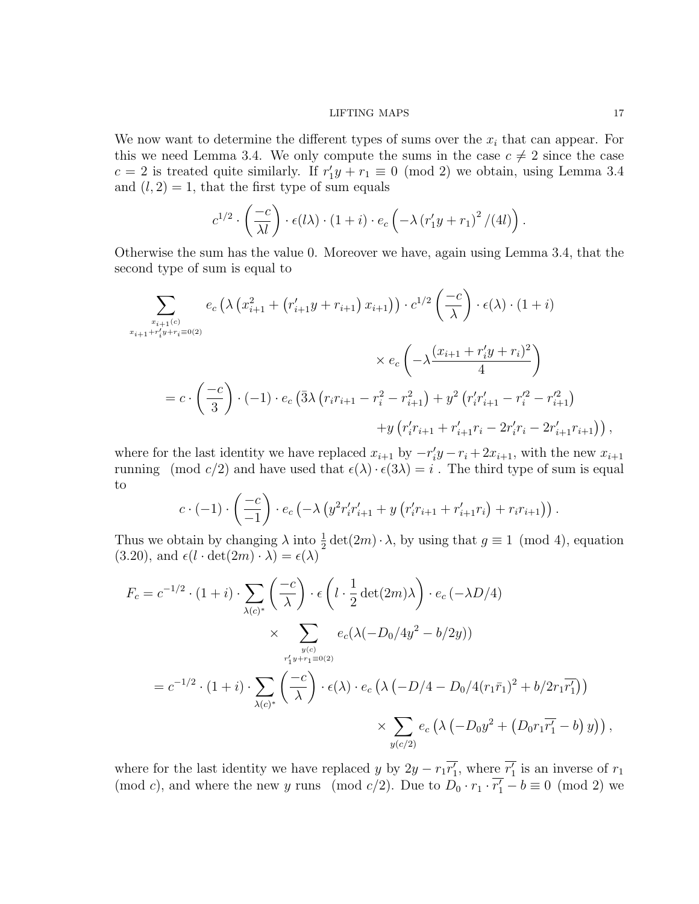We now want to determine the different types of sums over the $x_i$ that can appear. For this we need Lemma 3.4. We only compute the sums in the case $c \neq 2$ since the case $c = 2$ is treated quite similarly. If $r_1' y + r_1 \equiv 0 \pmod 2$ we obtain, using Lemma 3.4 and $(l, 2) = 1$, that the first type of sum equals

$$c^{1/2} \cdot \left(\frac{-c}{\lambda l}\right) \cdot \epsilon(l\lambda) \cdot (1+i) \cdot e_c\left(-\lambda \left(r_1' y + r_1\right)^2 / (4l)\right).$$

Otherwise the sum has the value 0. Moreover we have, again using Lemma 3.4, that the second type of sum is equal to

$$\begin{aligned}
\sum_{\substack{x_{i+1}(c) \\ x_{i+1} + r_i' y + r_i \equiv 0 (2)}} & e_c\left(\lambda\left(x_{i+1}^2 + \left(r_{i+1}' y + r_{i+1}\right) x_{i+1}\right)\right) \cdot c^{1/2} \left(\frac{-c}{\lambda}\right) \cdot \epsilon(\lambda) \cdot (1+i) \\
& \qquad \times e_c\left(-\lambda \frac{(x_{i+1} + r_i' y + r_i)^2}{4}\right) \\
&= c \cdot \left(\frac{-c}{3}\right) \cdot (-1) \cdot e_c\left(\bar{3}\lambda\left(r_i r_{i+1} - r_i^2 - r_{i+1}^2\right) + y^2\left(r_i' r_{i+1}' - r_i'^2 - r_{i+1}'^2\right)\right. \\
& \qquad \left. + y\left(r_i' r_{i+1} + r_{i+1}' r_i - 2 r_i' r_i - 2 r_{i+1}' r_{i+1}\right)\right),
\end{aligned}$$

where for the last identity we have replaced $x_{i+1}$ by $-r_i' y - r_i + 2x_{i+1}$, with the new $x_{i+1}$ running $\pmod{c/2}$ and have used that $\epsilon(\lambda) \cdot \epsilon(3\lambda) = i$ . The third type of sum is equal to

$$c \cdot (-1) \cdot \left(\frac{-c}{-1}\right) \cdot e_c\left(-\lambda\left(y^2 r_i' r_{i+1}' + y\left(r_i' r_{i+1} + r_{i+1}' r_i\right) + r_i r_{i+1}\right)\right).$$

Thus we obtain by changing $\lambda$ into $\frac{1}{2}\det(2m) \cdot \lambda$, by using that $g \equiv 1 \pmod 4$, equation (3.20), and $\epsilon(l \cdot \det(2m) \cdot \lambda) = \epsilon(\lambda)$

$$\begin{aligned}
F_c &= c^{-1/2} \cdot (1+i) \cdot \sum_{\lambda(c)^*} \left(\frac{-c}{\lambda}\right) \cdot \epsilon\left(l \cdot \frac{1}{2}\det(2m)\lambda\right) \cdot e_c\left(-\lambda D/4\right) \\
& \qquad \times \sum_{\substack{y(c) \\ r_1' y + r_1 \equiv 0 (2)}} e_c(\lambda(-D_0/4y^2 - b/2y)) \\
&= c^{-1/2} \cdot (1+i) \cdot \sum_{\lambda(c)^*} \left(\frac{-c}{\lambda}\right) \cdot \epsilon(\lambda) \cdot e_c\left(\lambda\left(-D/4 - D_0/4(r_1 \bar{r}_1)^2 + b/2 r_1 \overline{r_1'}\right)\right) \\
& \qquad \times \sum_{y(c/2)} e_c\left(\lambda\left(-D_0 y^2 + \left(D_0 r_1 \overline{r_1'} - b\right) y\right)\right),
\end{aligned}$$

where for the last identity we have replaced $y$ by $2y - r_1 \overline{r_1'}$, where $\overline{r_1'}$ is an inverse of $r_1$ $\pmod c$, and where the new $y$ runs $\pmod{c/2}$. Due to $D_0 \cdot r_1 \cdot \overline{r_1'} - b \equiv 0 \pmod 2$ we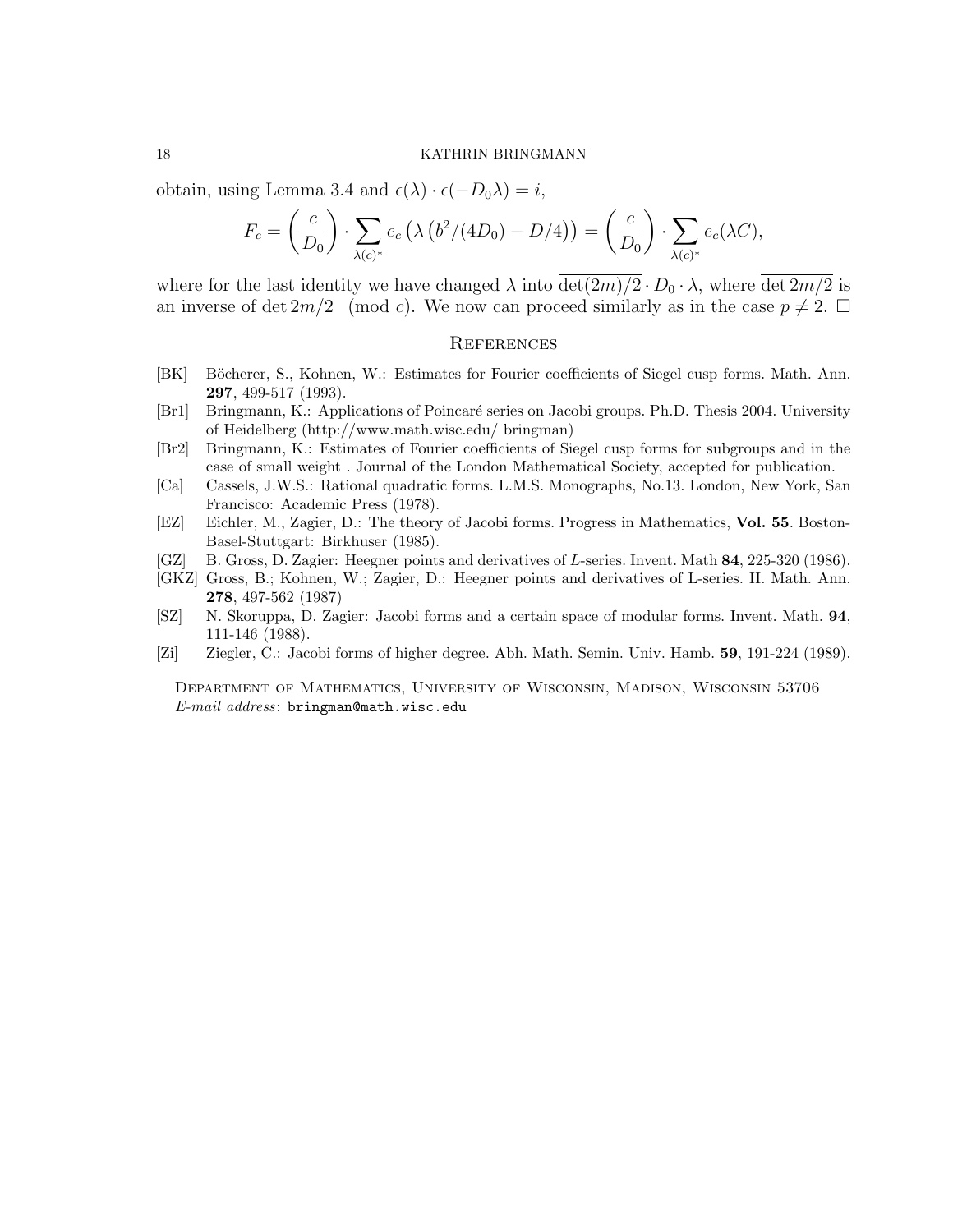obtain, using Lemma 3.4 and $\epsilon(\lambda) \cdot \epsilon(-D_0\lambda) = i$,

$$F_c = \left(\frac{c}{D_0}\right) \cdot \sum_{\lambda(c)^*} e_c\left(\lambda\left(b^2/(4D_0) - D/4\right)\right) = \left(\frac{c}{D_0}\right) \cdot \sum_{\lambda(c)^*} e_c(\lambda C),$$

where for the last identity we have changed $\lambda$ into $\overline{\det(2m)/2} \cdot D_0 \cdot \lambda$, where $\overline{\det 2m/2}$ is an inverse of $\det 2m/2 \pmod{c}$. We now can proceed similarly as in the case $p \neq 2$. $\square$

## References

[BK] Böcherer, S., Kohnen, W.: Estimates for Fourier coefficients of Siegel cusp forms. Math. Ann. **297**, 499-517 (1993).

[Br1] Bringmann, K.: Applications of Poincaré series on Jacobi groups. Ph.D. Thesis 2004. University of Heidelberg (http://www.math.wisc.edu/ bringman)

[Br2] Bringmann, K.: Estimates of Fourier coefficients of Siegel cusp forms for subgroups and in the case of small weight . Journal of the London Mathematical Society, accepted for publication.

[Ca] Cassels, J.W.S.: Rational quadratic forms. L.M.S. Monographs, No.13. London, New York, San Francisco: Academic Press (1978).

[EZ] Eichler, M., Zagier, D.: The theory of Jacobi forms. Progress in Mathematics, **Vol. 55**. Boston-Basel-Stuttgart: Birkhuser (1985).

[GZ] B. Gross, D. Zagier: Heegner points and derivatives of $L$-series. Invent. Math **84**, 225-320 (1986).

[GKZ] Gross, B.; Kohnen, W.; Zagier, D.: Heegner points and derivatives of L-series. II. Math. Ann. **278**, 497-562 (1987)

[SZ] N. Skoruppa, D. Zagier: Jacobi forms and a certain space of modular forms. Invent. Math. **94**, 111-146 (1988).

[Zi] Ziegler, C.: Jacobi forms of higher degree. Abh. Math. Semin. Univ. Hamb. **59**, 191-224 (1989).

Department of Mathematics, University of Wisconsin, Madison, Wisconsin 53706
*E-mail address*: bringman@math.wisc.edu